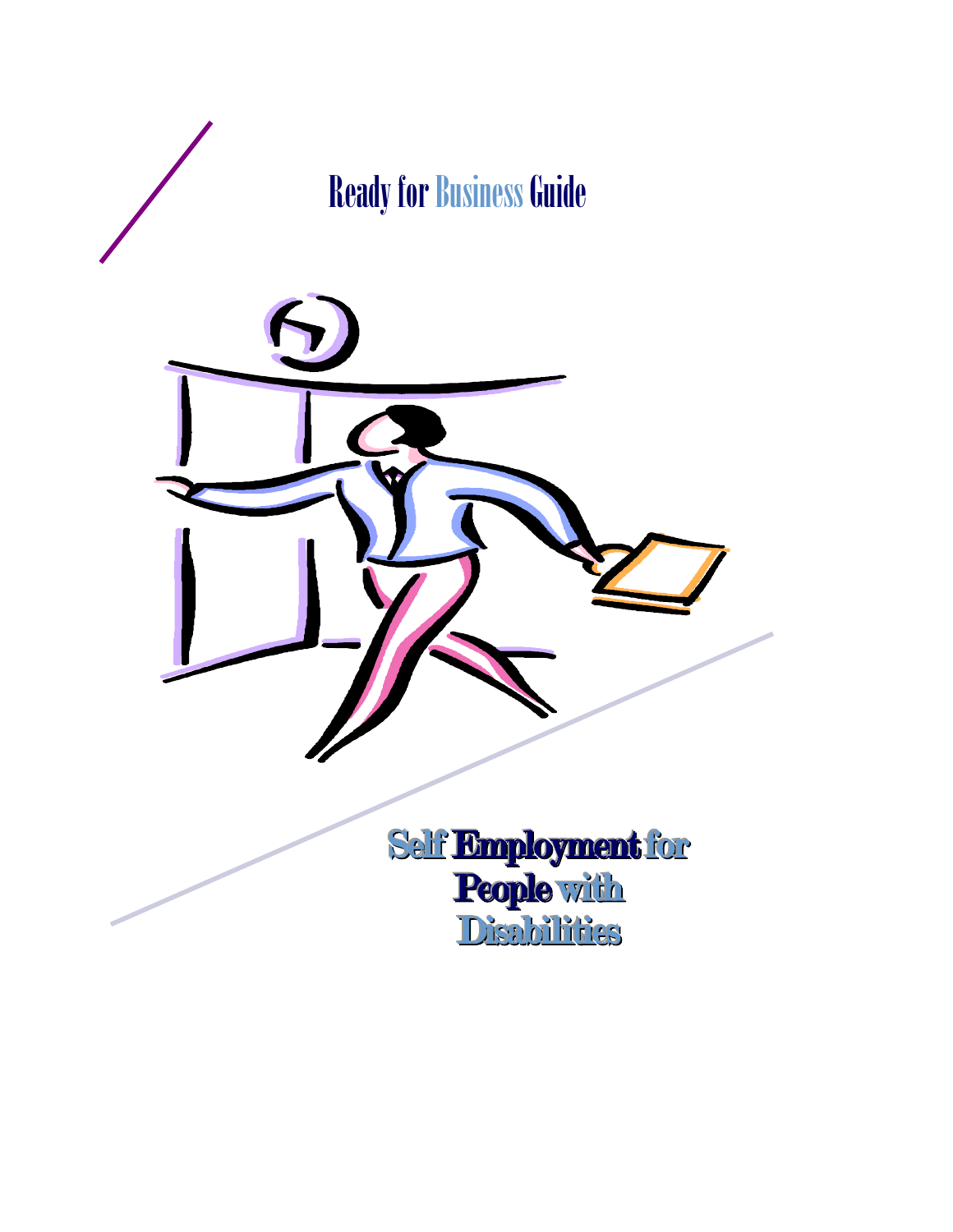# Ready for Business Guide

## Self Employment for People with Disabilities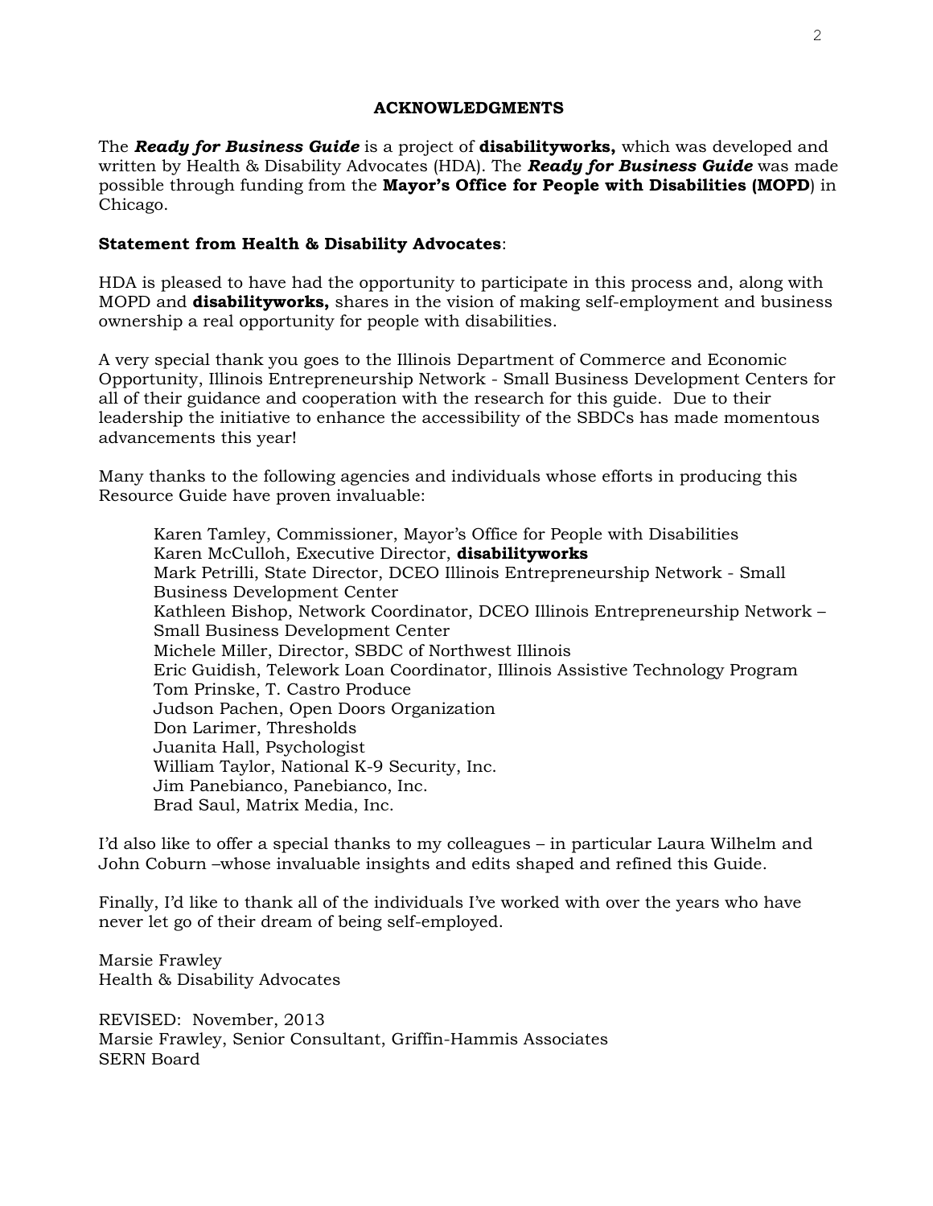## ACKNOWLEDGMENTS

The ***Ready for Business Guide*** is a project of **disabilityworks,** which was developed and written by Health & Disability Advocates (HDA). The ***Ready for Business Guide*** was made possible through funding from the **Mayor's Office for People with Disabilities (MOPD**) in Chicago.

**Statement from Health & Disability Advocates**:

HDA is pleased to have had the opportunity to participate in this process and, along with MOPD and **disabilityworks,** shares in the vision of making self-employment and business ownership a real opportunity for people with disabilities.

A very special thank you goes to the Illinois Department of Commerce and Economic Opportunity, Illinois Entrepreneurship Network - Small Business Development Centers for all of their guidance and cooperation with the research for this guide. Due to their leadership the initiative to enhance the accessibility of the SBDCs has made momentous advancements this year!

Many thanks to the following agencies and individuals whose efforts in producing this Resource Guide have proven invaluable:

> Karen Tamley, Commissioner, Mayor's Office for People with Disabilities
> Karen McCulloh, Executive Director, **disabilityworks**
> Mark Petrilli, State Director, DCEO Illinois Entrepreneurship Network - Small Business Development Center
> Kathleen Bishop, Network Coordinator, DCEO Illinois Entrepreneurship Network – Small Business Development Center
> Michele Miller, Director, SBDC of Northwest Illinois
> Eric Guidish, Telework Loan Coordinator, Illinois Assistive Technology Program
> Tom Prinske, T. Castro Produce
> Judson Pachen, Open Doors Organization
> Don Larimer, Thresholds
> Juanita Hall, Psychologist
> William Taylor, National K-9 Security, Inc.
> Jim Panebianco, Panebianco, Inc.
> Brad Saul, Matrix Media, Inc.

I'd also like to offer a special thanks to my colleagues – in particular Laura Wilhelm and John Coburn –whose invaluable insights and edits shaped and refined this Guide.

Finally, I'd like to thank all of the individuals I've worked with over the years who have never let go of their dream of being self-employed.

Marsie Frawley
Health & Disability Advocates

REVISED: November, 2013
Marsie Frawley, Senior Consultant, Griffin-Hammis Associates
SERN Board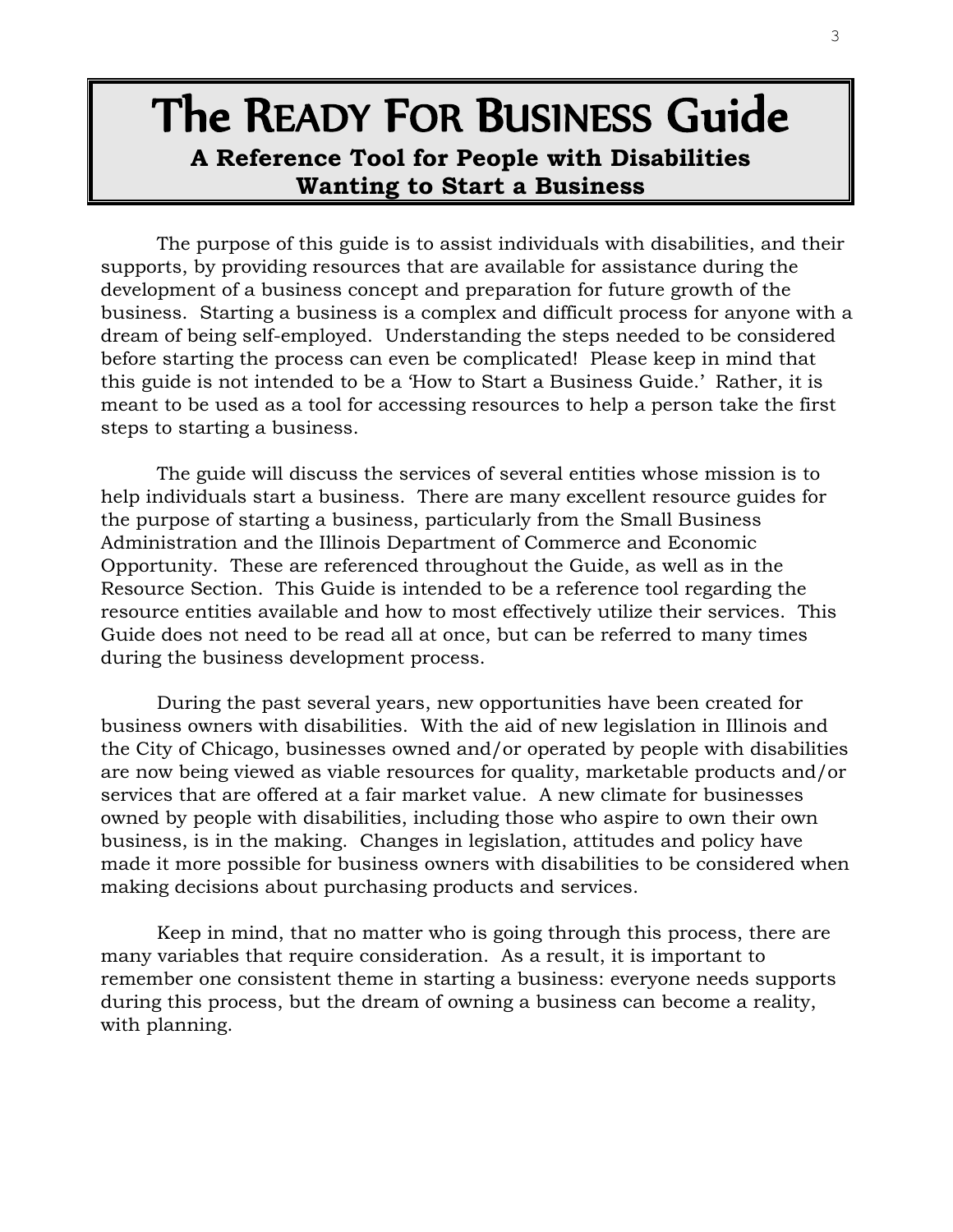# The READY FOR BUSINESS Guide

**A Reference Tool for People with Disabilities Wanting to Start a Business**

The purpose of this guide is to assist individuals with disabilities, and their supports, by providing resources that are available for assistance during the development of a business concept and preparation for future growth of the business. Starting a business is a complex and difficult process for anyone with a dream of being self-employed. Understanding the steps needed to be considered before starting the process can even be complicated! Please keep in mind that this guide is not intended to be a 'How to Start a Business Guide.' Rather, it is meant to be used as a tool for accessing resources to help a person take the first steps to starting a business.

The guide will discuss the services of several entities whose mission is to help individuals start a business. There are many excellent resource guides for the purpose of starting a business, particularly from the Small Business Administration and the Illinois Department of Commerce and Economic Opportunity. These are referenced throughout the Guide, as well as in the Resource Section. This Guide is intended to be a reference tool regarding the resource entities available and how to most effectively utilize their services. This Guide does not need to be read all at once, but can be referred to many times during the business development process.

During the past several years, new opportunities have been created for business owners with disabilities. With the aid of new legislation in Illinois and the City of Chicago, businesses owned and/or operated by people with disabilities are now being viewed as viable resources for quality, marketable products and/or services that are offered at a fair market value. A new climate for businesses owned by people with disabilities, including those who aspire to own their own business, is in the making. Changes in legislation, attitudes and policy have made it more possible for business owners with disabilities to be considered when making decisions about purchasing products and services.

Keep in mind, that no matter who is going through this process, there are many variables that require consideration. As a result, it is important to remember one consistent theme in starting a business: everyone needs supports during this process, but the dream of owning a business can become a reality, with planning.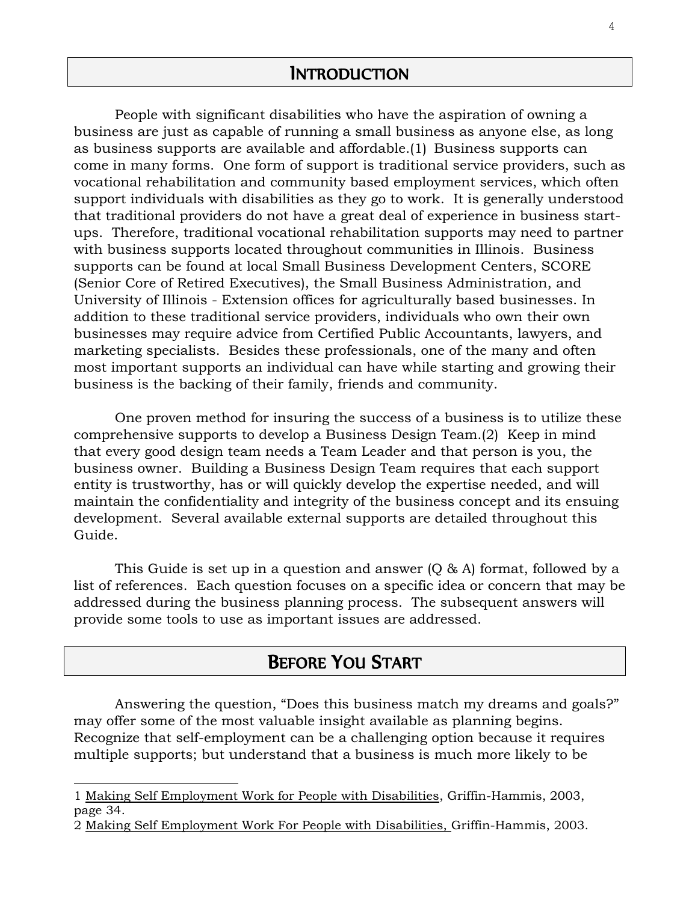## Introduction

People with significant disabilities who have the aspiration of owning a business are just as capable of running a small business as anyone else, as long as business supports are available and affordable.(1) Business supports can come in many forms. One form of support is traditional service providers, such as vocational rehabilitation and community based employment services, which often support individuals with disabilities as they go to work. It is generally understood that traditional providers do not have a great deal of experience in business start-ups. Therefore, traditional vocational rehabilitation supports may need to partner with business supports located throughout communities in Illinois. Business supports can be found at local Small Business Development Centers, SCORE (Senior Core of Retired Executives), the Small Business Administration, and University of Illinois - Extension offices for agriculturally based businesses. In addition to these traditional service providers, individuals who own their own businesses may require advice from Certified Public Accountants, lawyers, and marketing specialists. Besides these professionals, one of the many and often most important supports an individual can have while starting and growing their business is the backing of their family, friends and community.

One proven method for insuring the success of a business is to utilize these comprehensive supports to develop a Business Design Team.(2) Keep in mind that every good design team needs a Team Leader and that person is you, the business owner. Building a Business Design Team requires that each support entity is trustworthy, has or will quickly develop the expertise needed, and will maintain the confidentiality and integrity of the business concept and its ensuing development. Several available external supports are detailed throughout this Guide.

This Guide is set up in a question and answer (Q & A) format, followed by a list of references. Each question focuses on a specific idea or concern that may be addressed during the business planning process. The subsequent answers will provide some tools to use as important issues are addressed.

## Before You Start

Answering the question, "Does this business match my dreams and goals?" may offer some of the most valuable insight available as planning begins. Recognize that self-employment can be a challenging option because it requires multiple supports; but understand that a business is much more likely to be

---

1 Making Self Employment Work for People with Disabilities, Griffin-Hammis, 2003, page 34.

2 Making Self Employment Work For People with Disabilities, Griffin-Hammis, 2003.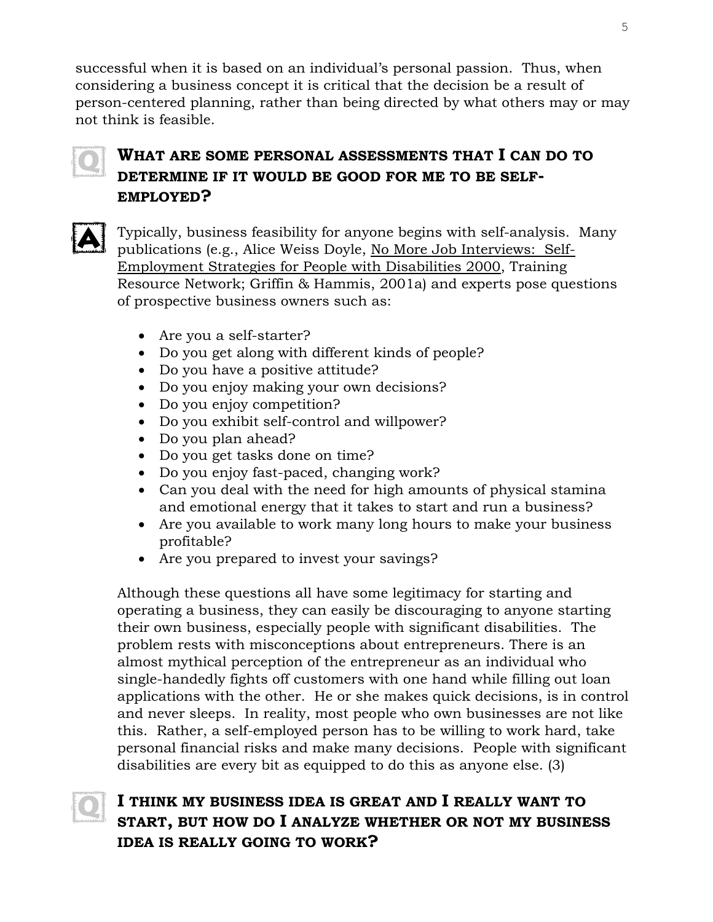successful when it is based on an individual's personal passion. Thus, when considering a business concept it is critical that the decision be a result of person-centered planning, rather than being directed by what others may or may not think is feasible.

### What are some personal assessments that I can do to determine if it would be good for me to be self-employed?

Typically, business feasibility for anyone begins with self-analysis. Many publications (e.g., Alice Weiss Doyle, No More Job Interviews: Self-Employment Strategies for People with Disabilities 2000, Training Resource Network; Griffin & Hammis, 2001a) and experts pose questions of prospective business owners such as:

- Are you a self-starter?
- Do you get along with different kinds of people?
- Do you have a positive attitude?
- Do you enjoy making your own decisions?
- Do you enjoy competition?
- Do you exhibit self-control and willpower?
- Do you plan ahead?
- Do you get tasks done on time?
- Do you enjoy fast-paced, changing work?
- Can you deal with the need for high amounts of physical stamina and emotional energy that it takes to start and run a business?
- Are you available to work many long hours to make your business profitable?
- Are you prepared to invest your savings?

Although these questions all have some legitimacy for starting and operating a business, they can easily be discouraging to anyone starting their own business, especially people with significant disabilities. The problem rests with misconceptions about entrepreneurs. There is an almost mythical perception of the entrepreneur as an individual who single-handedly fights off customers with one hand while filling out loan applications with the other. He or she makes quick decisions, is in control and never sleeps. In reality, most people who own businesses are not like this. Rather, a self-employed person has to be willing to work hard, take personal financial risks and make many decisions. People with significant disabilities are every bit as equipped to do this as anyone else. (3)

### I think my business idea is great and I really want to start, but how do I analyze whether or not my business idea is really going to work?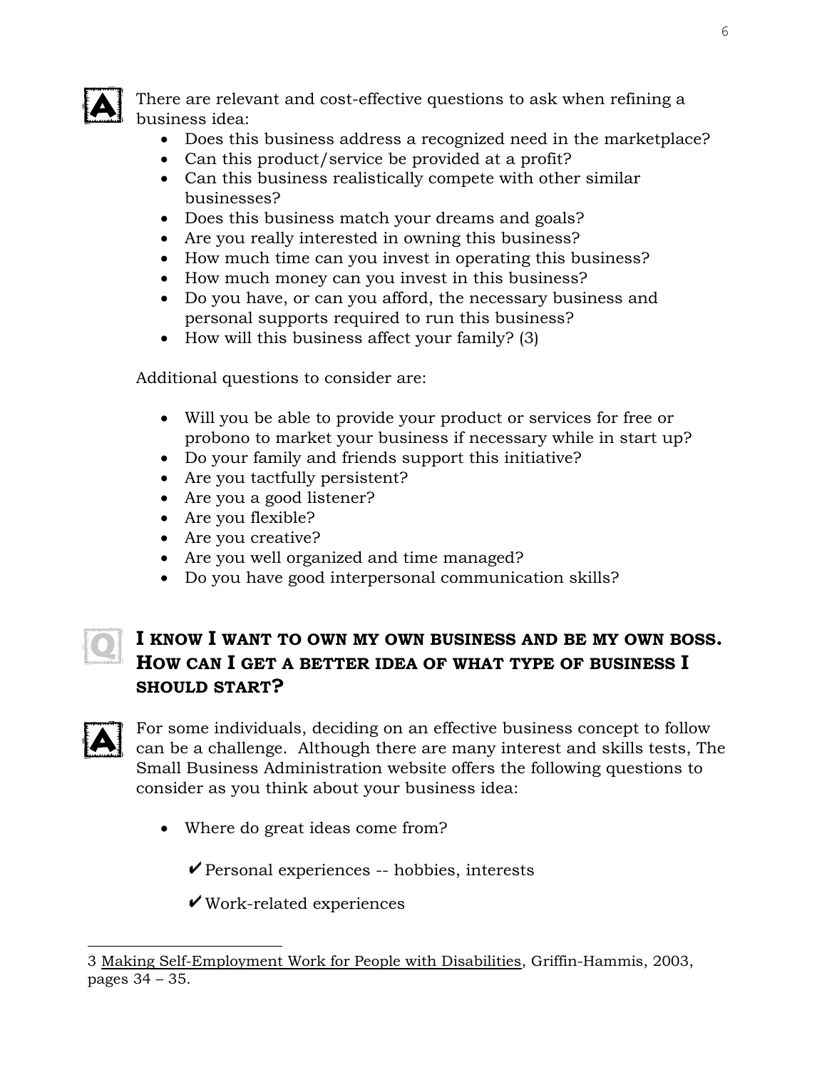There are relevant and cost-effective questions to ask when refining a business idea:

- Does this business address a recognized need in the marketplace?
- Can this product/service be provided at a profit?
- Can this business realistically compete with other similar businesses?
- Does this business match your dreams and goals?
- Are you really interested in owning this business?
- How much time can you invest in operating this business?
- How much money can you invest in this business?
- Do you have, or can you afford, the necessary business and personal supports required to run this business?
- How will this business affect your family? (3)

Additional questions to consider are:

- Will you be able to provide your product or services for free or probono to market your business if necessary while in start up?
- Do your family and friends support this initiative?
- Are you tactfully persistent?
- Are you a good listener?
- Are you flexible?
- Are you creative?
- Are you well organized and time managed?
- Do you have good interpersonal communication skills?

### I KNOW I WANT TO OWN MY OWN BUSINESS AND BE MY OWN BOSS. HOW CAN I GET A BETTER IDEA OF WHAT TYPE OF BUSINESS I SHOULD START?

For some individuals, deciding on an effective business concept to follow can be a challenge. Although there are many interest and skills tests, The Small Business Administration website offers the following questions to consider as you think about your business idea:

- Where do great ideas come from?

  ✔ Personal experiences -- hobbies, interests

  ✔ Work-related experiences

---

3 Making Self-Employment Work for People with Disabilities, Griffin-Hammis, 2003, pages 34 – 35.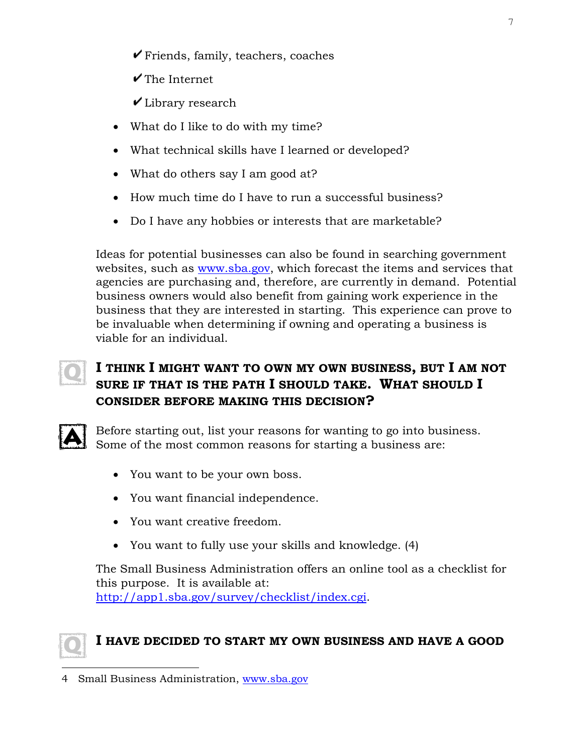- ✔ Friends, family, teachers, coaches
- ✔ The Internet
- ✔ Library research

- What do I like to do with my time?
- What technical skills have I learned or developed?
- What do others say I am good at?
- How much time do I have to run a successful business?
- Do I have any hobbies or interests that are marketable?

Ideas for potential businesses can also be found in searching government websites, such as www.sba.gov, which forecast the items and services that agencies are purchasing and, therefore, are currently in demand. Potential business owners would also benefit from gaining work experience in the business that they are interested in starting. This experience can prove to be invaluable when determining if owning and operating a business is viable for an individual.

### Q: I THINK I MIGHT WANT TO OWN MY OWN BUSINESS, BUT I AM NOT SURE IF THAT IS THE PATH I SHOULD TAKE. WHAT SHOULD I CONSIDER BEFORE MAKING THIS DECISION?

**A:** Before starting out, list your reasons for wanting to go into business. Some of the most common reasons for starting a business are:

- You want to be your own boss.
- You want financial independence.
- You want creative freedom.
- You want to fully use your skills and knowledge. (4)

The Small Business Administration offers an online tool as a checklist for this purpose. It is available at: http://app1.sba.gov/survey/checklist/index.cgi.

### Q: I HAVE DECIDED TO START MY OWN BUSINESS AND HAVE A GOOD

4 Small Business Administration, www.sba.gov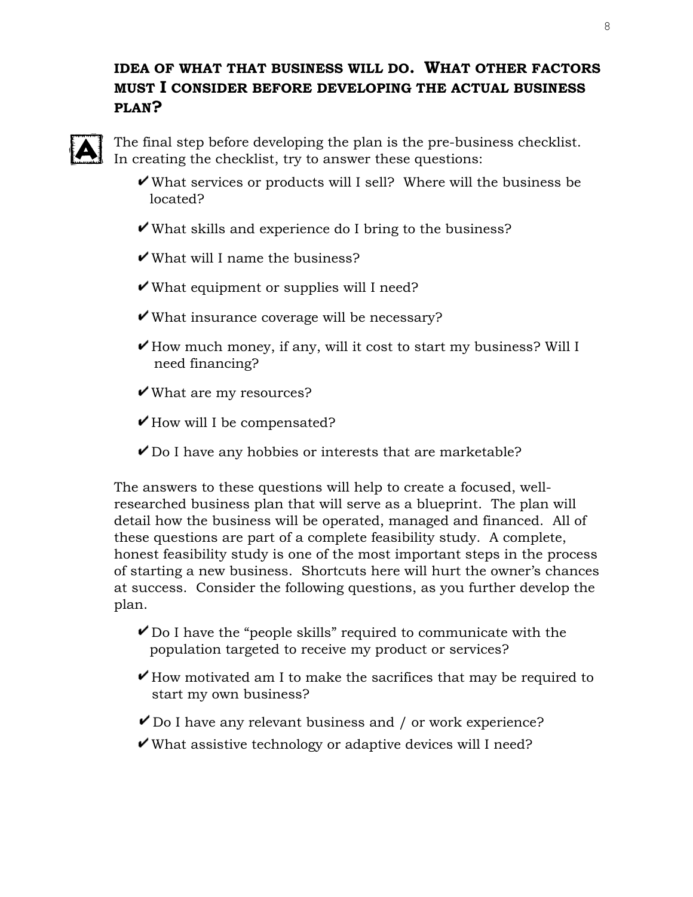**IDEA OF WHAT THAT BUSINESS WILL DO. WHAT OTHER FACTORS MUST I CONSIDER BEFORE DEVELOPING THE ACTUAL BUSINESS PLAN?**

The final step before developing the plan is the pre-business checklist. In creating the checklist, try to answer these questions:

- ✔ What services or products will I sell? Where will the business be located?
- ✔ What skills and experience do I bring to the business?
- ✔ What will I name the business?
- ✔ What equipment or supplies will I need?
- ✔ What insurance coverage will be necessary?
- ✔ How much money, if any, will it cost to start my business? Will I need financing?
- ✔ What are my resources?
- ✔ How will I be compensated?
- ✔ Do I have any hobbies or interests that are marketable?

The answers to these questions will help to create a focused, well-researched business plan that will serve as a blueprint. The plan will detail how the business will be operated, managed and financed. All of these questions are part of a complete feasibility study. A complete, honest feasibility study is one of the most important steps in the process of starting a new business. Shortcuts here will hurt the owner's chances at success. Consider the following questions, as you further develop the plan.

- ✔ Do I have the "people skills" required to communicate with the population targeted to receive my product or services?
- ✔ How motivated am I to make the sacrifices that may be required to start my own business?
- ✔ Do I have any relevant business and / or work experience?
- ✔ What assistive technology or adaptive devices will I need?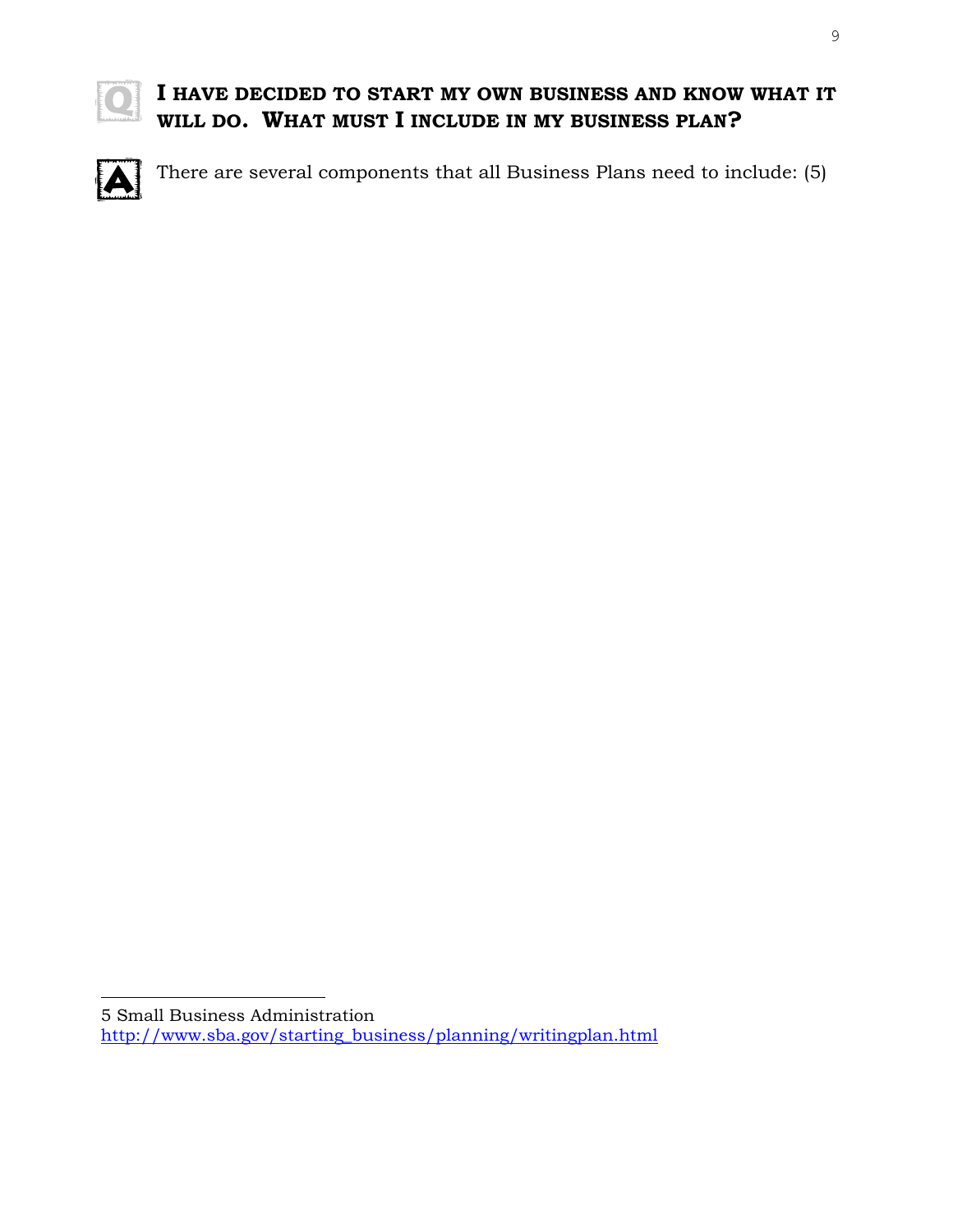**I HAVE DECIDED TO START MY OWN BUSINESS AND KNOW WHAT IT WILL DO. WHAT MUST I INCLUDE IN MY BUSINESS PLAN?**

There are several components that all Business Plans need to include: (5)

---

5 Small Business Administration
http://www.sba.gov/starting_business/planning/writingplan.html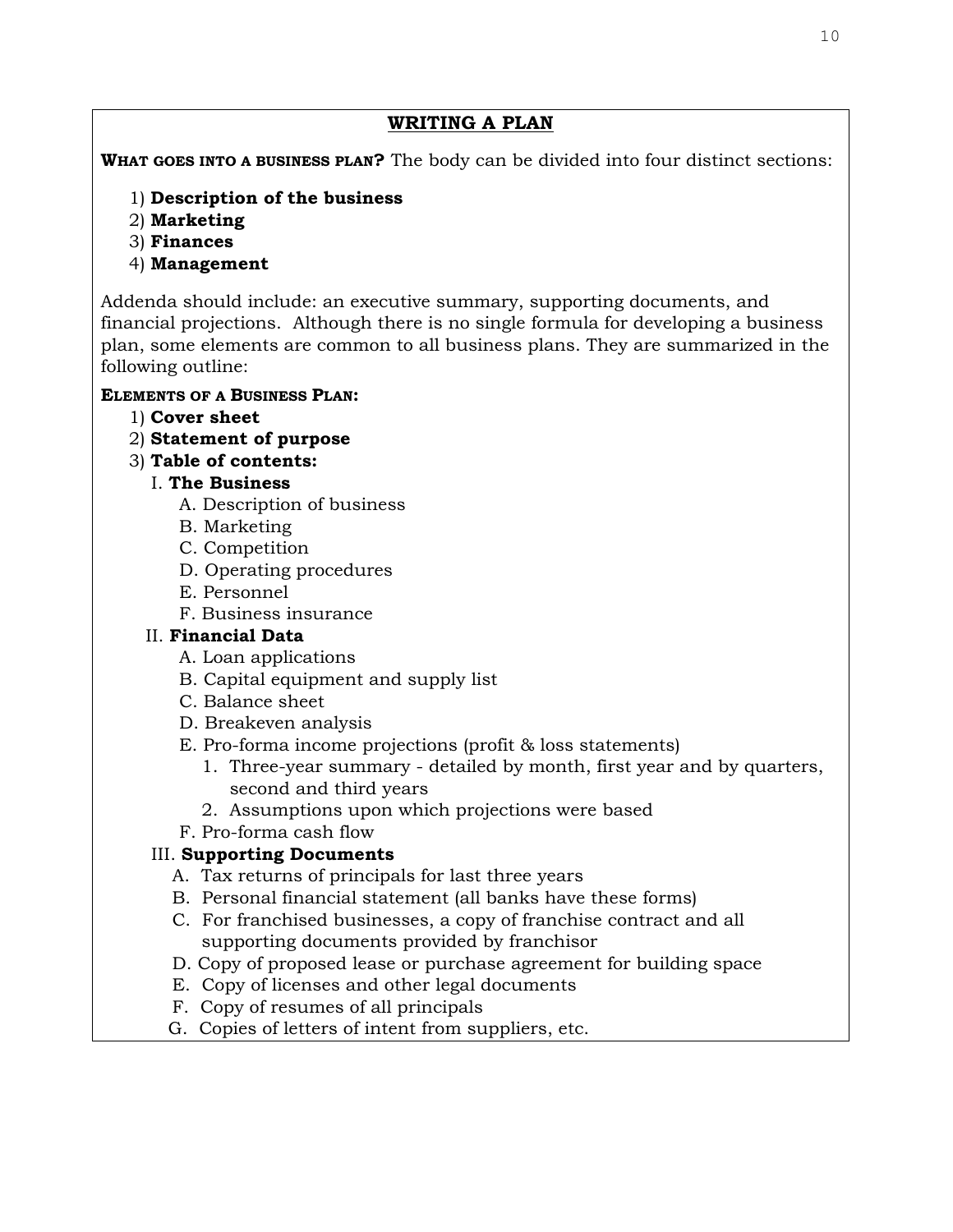## WRITING A PLAN

**WHAT GOES INTO A BUSINESS PLAN?** The body can be divided into four distinct sections:

1) **Description of the business**
2) **Marketing**
3) **Finances**
4) **Management**

Addenda should include: an executive summary, supporting documents, and financial projections. Although there is no single formula for developing a business plan, some elements are common to all business plans. They are summarized in the following outline:

**ELEMENTS OF A BUSINESS PLAN:**

1) **Cover sheet**
2) **Statement of purpose**
3) **Table of contents:**
   - I. **The Business**
     - A. Description of business
     - B. Marketing
     - C. Competition
     - D. Operating procedures
     - E. Personnel
     - F. Business insurance
   - II. **Financial Data**
     - A. Loan applications
     - B. Capital equipment and supply list
     - C. Balance sheet
     - D. Breakeven analysis
     - E. Pro-forma income projections (profit & loss statements)
       1. Three-year summary - detailed by month, first year and by quarters, second and third years
       2. Assumptions upon which projections were based
     - F. Pro-forma cash flow
   - III. **Supporting Documents**
     - A. Tax returns of principals for last three years
     - B. Personal financial statement (all banks have these forms)
     - C. For franchised businesses, a copy of franchise contract and all supporting documents provided by franchisor
     - D. Copy of proposed lease or purchase agreement for building space
     - E. Copy of licenses and other legal documents
     - F. Copy of resumes of all principals
     - G. Copies of letters of intent from suppliers, etc.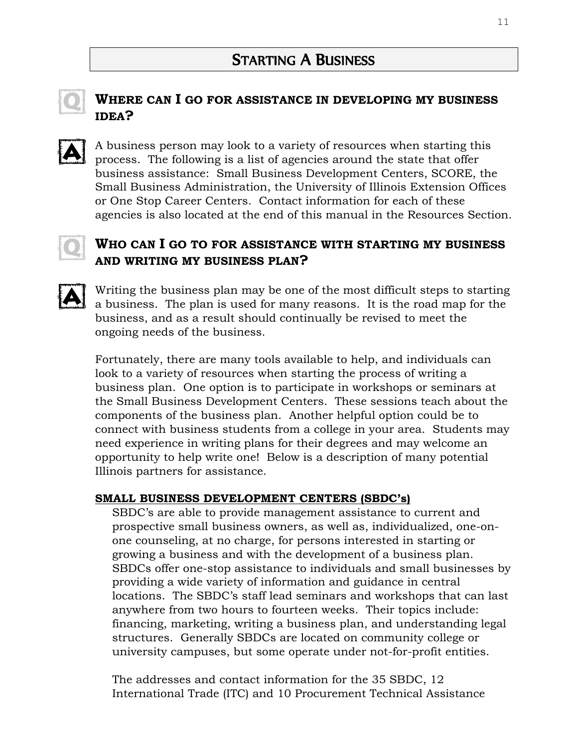# STARTING A BUSINESS

## WHERE CAN I GO FOR ASSISTANCE IN DEVELOPING MY BUSINESS IDEA?

A business person may look to a variety of resources when starting this process. The following is a list of agencies around the state that offer business assistance: Small Business Development Centers, SCORE, the Small Business Administration, the University of Illinois Extension Offices or One Stop Career Centers. Contact information for each of these agencies is also located at the end of this manual in the Resources Section.

## WHO CAN I GO TO FOR ASSISTANCE WITH STARTING MY BUSINESS AND WRITING MY BUSINESS PLAN?

Writing the business plan may be one of the most difficult steps to starting a business. The plan is used for many reasons. It is the road map for the business, and as a result should continually be revised to meet the ongoing needs of the business.

Fortunately, there are many tools available to help, and individuals can look to a variety of resources when starting the process of writing a business plan. One option is to participate in workshops or seminars at the Small Business Development Centers. These sessions teach about the components of the business plan. Another helpful option could be to connect with business students from a college in your area. Students may need experience in writing plans for their degrees and may welcome an opportunity to help write one! Below is a description of many potential Illinois partners for assistance.

**SMALL BUSINESS DEVELOPMENT CENTERS (SBDC's)**

SBDC's are able to provide management assistance to current and prospective small business owners, as well as, individualized, one-on-one counseling, at no charge, for persons interested in starting or growing a business and with the development of a business plan. SBDCs offer one-stop assistance to individuals and small businesses by providing a wide variety of information and guidance in central locations. The SBDC's staff lead seminars and workshops that can last anywhere from two hours to fourteen weeks. Their topics include: financing, marketing, writing a business plan, and understanding legal structures. Generally SBDCs are located on community college or university campuses, but some operate under not-for-profit entities.

The addresses and contact information for the 35 SBDC, 12 International Trade (ITC) and 10 Procurement Technical Assistance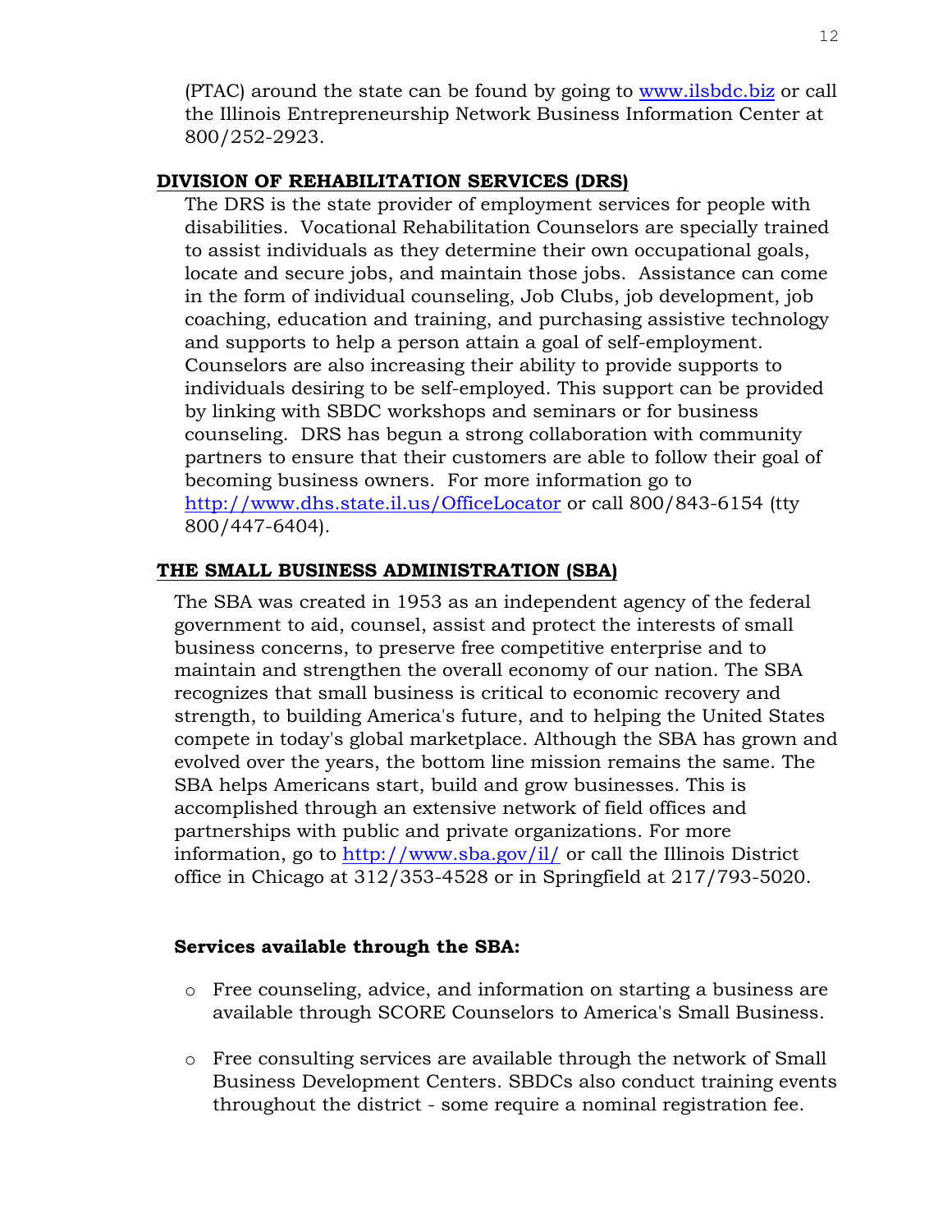(PTAC) around the state can be found by going to www.ilsbdc.biz or call the Illinois Entrepreneurship Network Business Information Center at 800/252-2923.

## DIVISION OF REHABILITATION SERVICES (DRS)

The DRS is the state provider of employment services for people with disabilities. Vocational Rehabilitation Counselors are specially trained to assist individuals as they determine their own occupational goals, locate and secure jobs, and maintain those jobs. Assistance can come in the form of individual counseling, Job Clubs, job development, job coaching, education and training, and purchasing assistive technology and supports to help a person attain a goal of self-employment. Counselors are also increasing their ability to provide supports to individuals desiring to be self-employed. This support can be provided by linking with SBDC workshops and seminars or for business counseling. DRS has begun a strong collaboration with community partners to ensure that their customers are able to follow their goal of becoming business owners. For more information go to http://www.dhs.state.il.us/OfficeLocator or call 800/843-6154 (tty 800/447-6404).

## THE SMALL BUSINESS ADMINISTRATION (SBA)

The SBA was created in 1953 as an independent agency of the federal government to aid, counsel, assist and protect the interests of small business concerns, to preserve free competitive enterprise and to maintain and strengthen the overall economy of our nation. The SBA recognizes that small business is critical to economic recovery and strength, to building America's future, and to helping the United States compete in today's global marketplace. Although the SBA has grown and evolved over the years, the bottom line mission remains the same. The SBA helps Americans start, build and grow businesses. This is accomplished through an extensive network of field offices and partnerships with public and private organizations. For more information, go to http://www.sba.gov/il/ or call the Illinois District office in Chicago at 312/353-4528 or in Springfield at 217/793-5020.

**Services available through the SBA:**

- Free counseling, advice, and information on starting a business are available through SCORE Counselors to America's Small Business.
- Free consulting services are available through the network of Small Business Development Centers. SBDCs also conduct training events throughout the district - some require a nominal registration fee.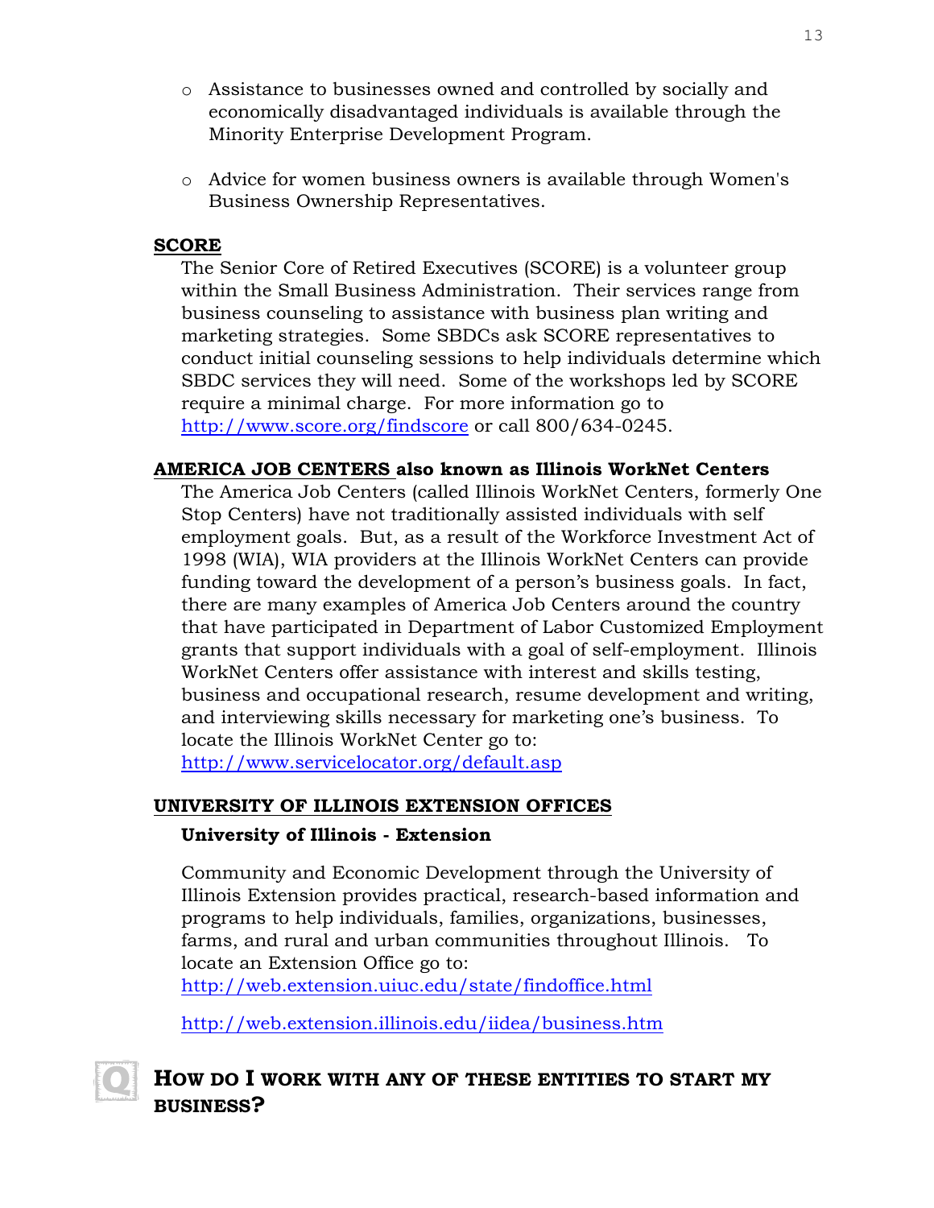- Assistance to businesses owned and controlled by socially and economically disadvantaged individuals is available through the Minority Enterprise Development Program.

- Advice for women business owners is available through Women's Business Ownership Representatives.

## SCORE

The Senior Core of Retired Executives (SCORE) is a volunteer group within the Small Business Administration. Their services range from business counseling to assistance with business plan writing and marketing strategies. Some SBDCs ask SCORE representatives to conduct initial counseling sessions to help individuals determine which SBDC services they will need. Some of the workshops led by SCORE require a minimal charge. For more information go to http://www.score.org/findscore or call 800/634-0245.

## AMERICA JOB CENTERS also known as Illinois WorkNet Centers

The America Job Centers (called Illinois WorkNet Centers, formerly One Stop Centers) have not traditionally assisted individuals with self employment goals. But, as a result of the Workforce Investment Act of 1998 (WIA), WIA providers at the Illinois WorkNet Centers can provide funding toward the development of a person's business goals. In fact, there are many examples of America Job Centers around the country that have participated in Department of Labor Customized Employment grants that support individuals with a goal of self-employment. Illinois WorkNet Centers offer assistance with interest and skills testing, business and occupational research, resume development and writing, and interviewing skills necessary for marketing one's business. To locate the Illinois WorkNet Center go to: http://www.servicelocator.org/default.asp

## UNIVERSITY OF ILLINOIS EXTENSION OFFICES

### University of Illinois - Extension

Community and Economic Development through the University of Illinois Extension provides practical, research-based information and programs to help individuals, families, organizations, businesses, farms, and rural and urban communities throughout Illinois. To locate an Extension Office go to:
http://web.extension.uiuc.edu/state/findoffice.html

http://web.extension.illinois.edu/iidea/business.htm

## HOW DO I WORK WITH ANY OF THESE ENTITIES TO START MY BUSINESS?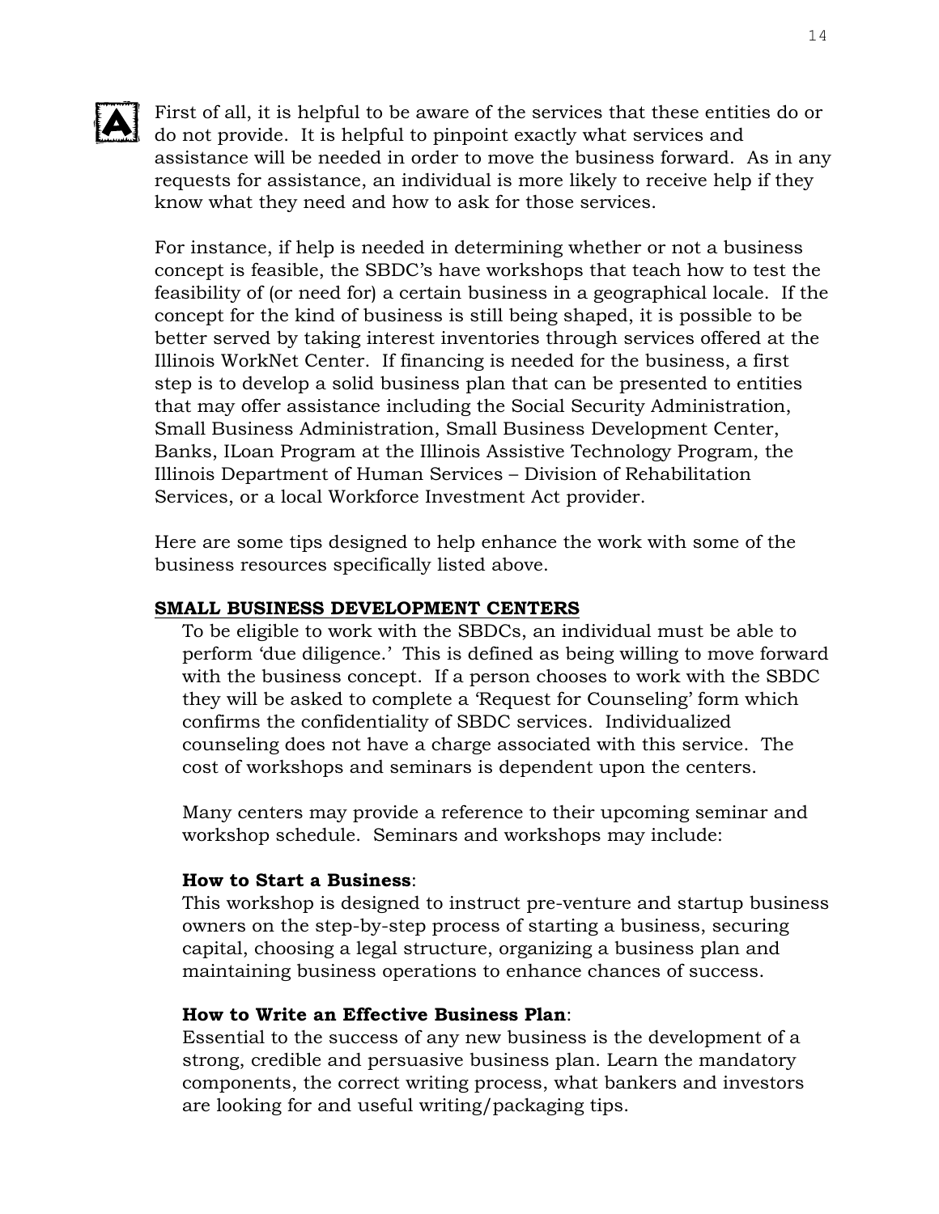First of all, it is helpful to be aware of the services that these entities do or do not provide. It is helpful to pinpoint exactly what services and assistance will be needed in order to move the business forward. As in any requests for assistance, an individual is more likely to receive help if they know what they need and how to ask for those services.

For instance, if help is needed in determining whether or not a business concept is feasible, the SBDC's have workshops that teach how to test the feasibility of (or need for) a certain business in a geographical locale. If the concept for the kind of business is still being shaped, it is possible to be better served by taking interest inventories through services offered at the Illinois WorkNet Center. If financing is needed for the business, a first step is to develop a solid business plan that can be presented to entities that may offer assistance including the Social Security Administration, Small Business Administration, Small Business Development Center, Banks, ILoan Program at the Illinois Assistive Technology Program, the Illinois Department of Human Services – Division of Rehabilitation Services, or a local Workforce Investment Act provider.

Here are some tips designed to help enhance the work with some of the business resources specifically listed above.

## SMALL BUSINESS DEVELOPMENT CENTERS

To be eligible to work with the SBDCs, an individual must be able to perform 'due diligence.' This is defined as being willing to move forward with the business concept. If a person chooses to work with the SBDC they will be asked to complete a 'Request for Counseling' form which confirms the confidentiality of SBDC services. Individualized counseling does not have a charge associated with this service. The cost of workshops and seminars is dependent upon the centers.

Many centers may provide a reference to their upcoming seminar and workshop schedule. Seminars and workshops may include:

**How to Start a Business**:
This workshop is designed to instruct pre-venture and startup business owners on the step-by-step process of starting a business, securing capital, choosing a legal structure, organizing a business plan and maintaining business operations to enhance chances of success.

**How to Write an Effective Business Plan**:
Essential to the success of any new business is the development of a strong, credible and persuasive business plan. Learn the mandatory components, the correct writing process, what bankers and investors are looking for and useful writing/packaging tips.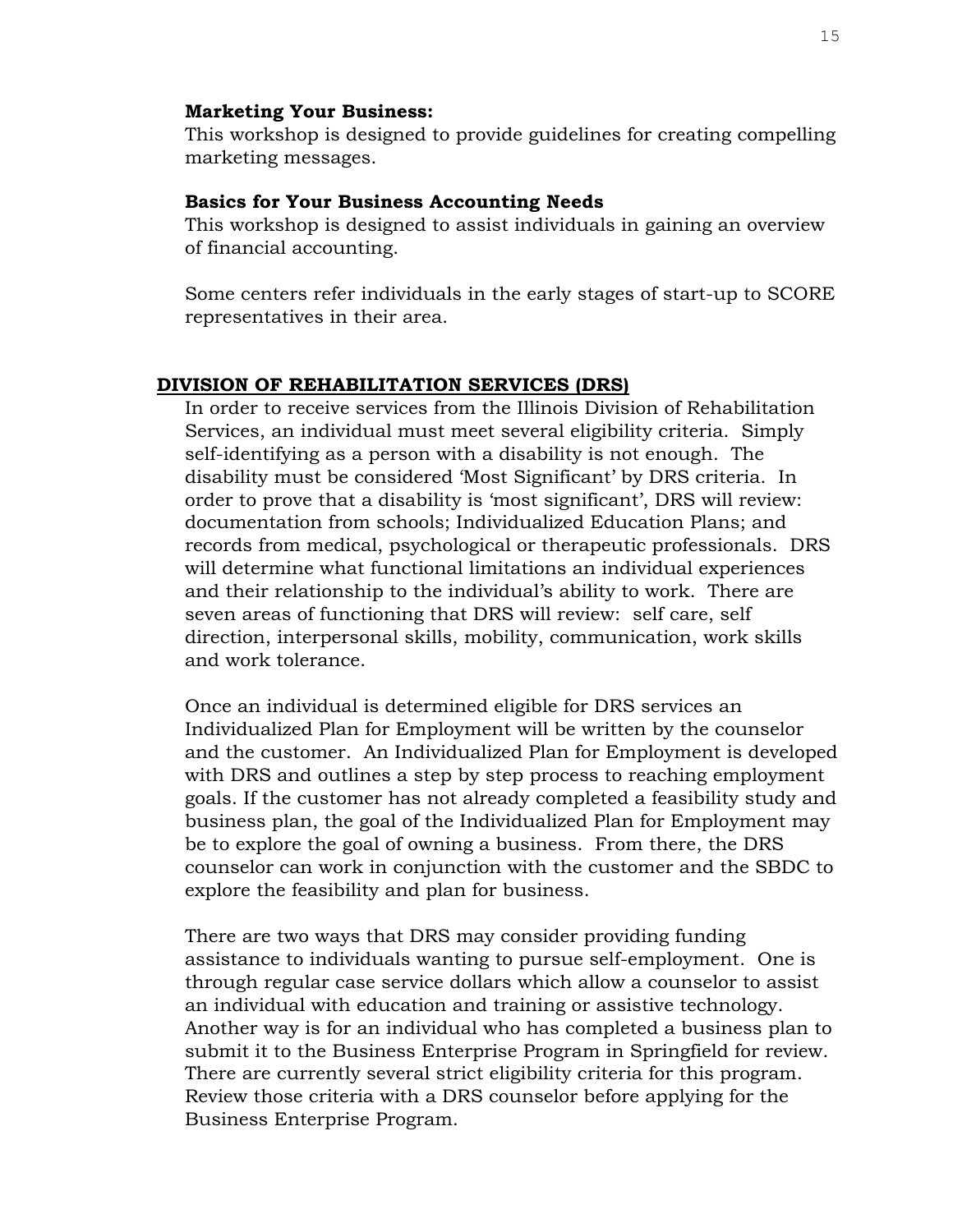**Marketing Your Business:**
This workshop is designed to provide guidelines for creating compelling marketing messages.

**Basics for Your Business Accounting Needs**
This workshop is designed to assist individuals in gaining an overview of financial accounting.

Some centers refer individuals in the early stages of start-up to SCORE representatives in their area.

## DIVISION OF REHABILITATION SERVICES (DRS)

In order to receive services from the Illinois Division of Rehabilitation Services, an individual must meet several eligibility criteria. Simply self-identifying as a person with a disability is not enough. The disability must be considered 'Most Significant' by DRS criteria. In order to prove that a disability is 'most significant', DRS will review: documentation from schools; Individualized Education Plans; and records from medical, psychological or therapeutic professionals. DRS will determine what functional limitations an individual experiences and their relationship to the individual's ability to work. There are seven areas of functioning that DRS will review: self care, self direction, interpersonal skills, mobility, communication, work skills and work tolerance.

Once an individual is determined eligible for DRS services an Individualized Plan for Employment will be written by the counselor and the customer. An Individualized Plan for Employment is developed with DRS and outlines a step by step process to reaching employment goals. If the customer has not already completed a feasibility study and business plan, the goal of the Individualized Plan for Employment may be to explore the goal of owning a business. From there, the DRS counselor can work in conjunction with the customer and the SBDC to explore the feasibility and plan for business.

There are two ways that DRS may consider providing funding assistance to individuals wanting to pursue self-employment. One is through regular case service dollars which allow a counselor to assist an individual with education and training or assistive technology. Another way is for an individual who has completed a business plan to submit it to the Business Enterprise Program in Springfield for review. There are currently several strict eligibility criteria for this program. Review those criteria with a DRS counselor before applying for the Business Enterprise Program.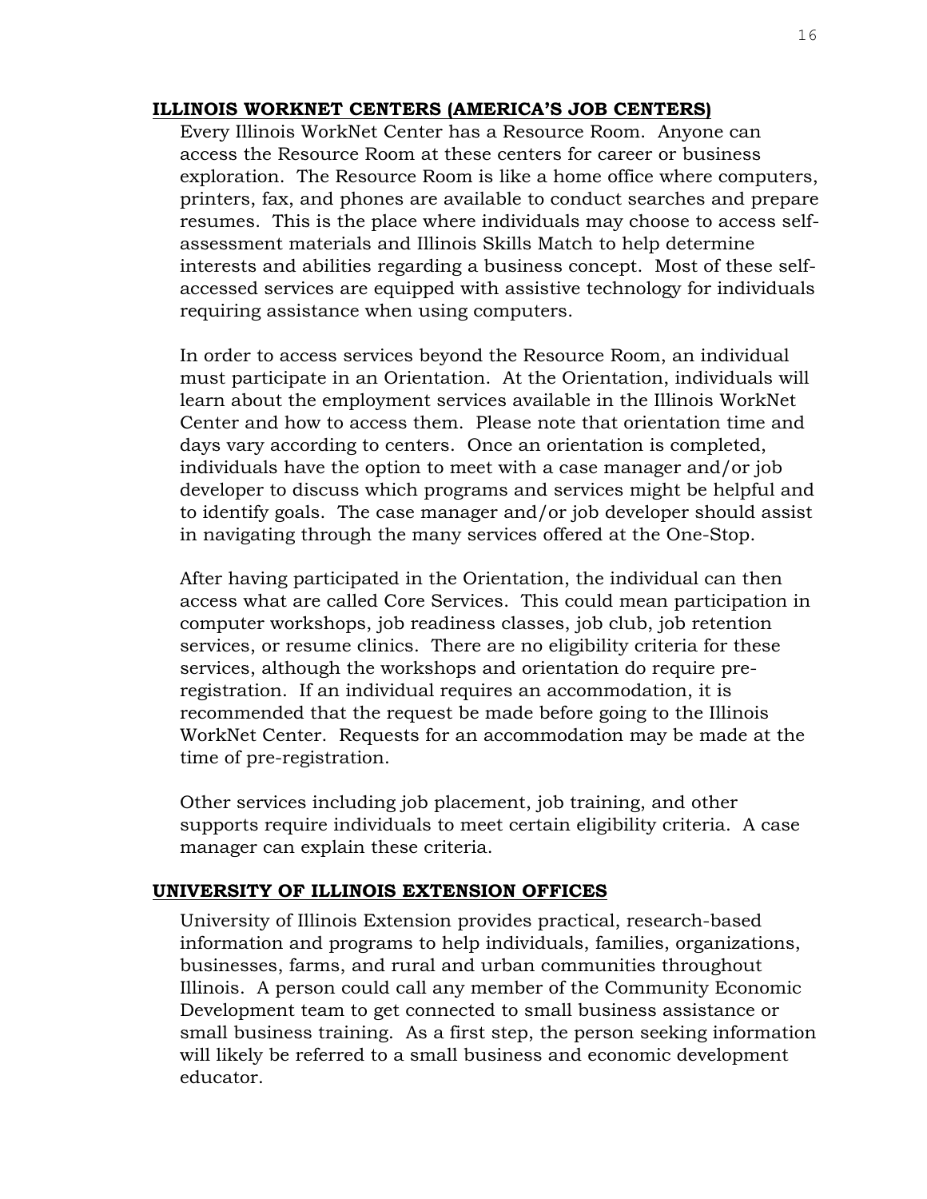## ILLINOIS WORKNET CENTERS (AMERICA'S JOB CENTERS)

Every Illinois WorkNet Center has a Resource Room. Anyone can access the Resource Room at these centers for career or business exploration. The Resource Room is like a home office where computers, printers, fax, and phones are available to conduct searches and prepare resumes. This is the place where individuals may choose to access self-assessment materials and Illinois Skills Match to help determine interests and abilities regarding a business concept. Most of these self-accessed services are equipped with assistive technology for individuals requiring assistance when using computers.

In order to access services beyond the Resource Room, an individual must participate in an Orientation. At the Orientation, individuals will learn about the employment services available in the Illinois WorkNet Center and how to access them. Please note that orientation time and days vary according to centers. Once an orientation is completed, individuals have the option to meet with a case manager and/or job developer to discuss which programs and services might be helpful and to identify goals. The case manager and/or job developer should assist in navigating through the many services offered at the One-Stop.

After having participated in the Orientation, the individual can then access what are called Core Services. This could mean participation in computer workshops, job readiness classes, job club, job retention services, or resume clinics. There are no eligibility criteria for these services, although the workshops and orientation do require pre-registration. If an individual requires an accommodation, it is recommended that the request be made before going to the Illinois WorkNet Center. Requests for an accommodation may be made at the time of pre-registration.

Other services including job placement, job training, and other supports require individuals to meet certain eligibility criteria. A case manager can explain these criteria.

## UNIVERSITY OF ILLINOIS EXTENSION OFFICES

University of Illinois Extension provides practical, research-based information and programs to help individuals, families, organizations, businesses, farms, and rural and urban communities throughout Illinois. A person could call any member of the Community Economic Development team to get connected to small business assistance or small business training. As a first step, the person seeking information will likely be referred to a small business and economic development educator.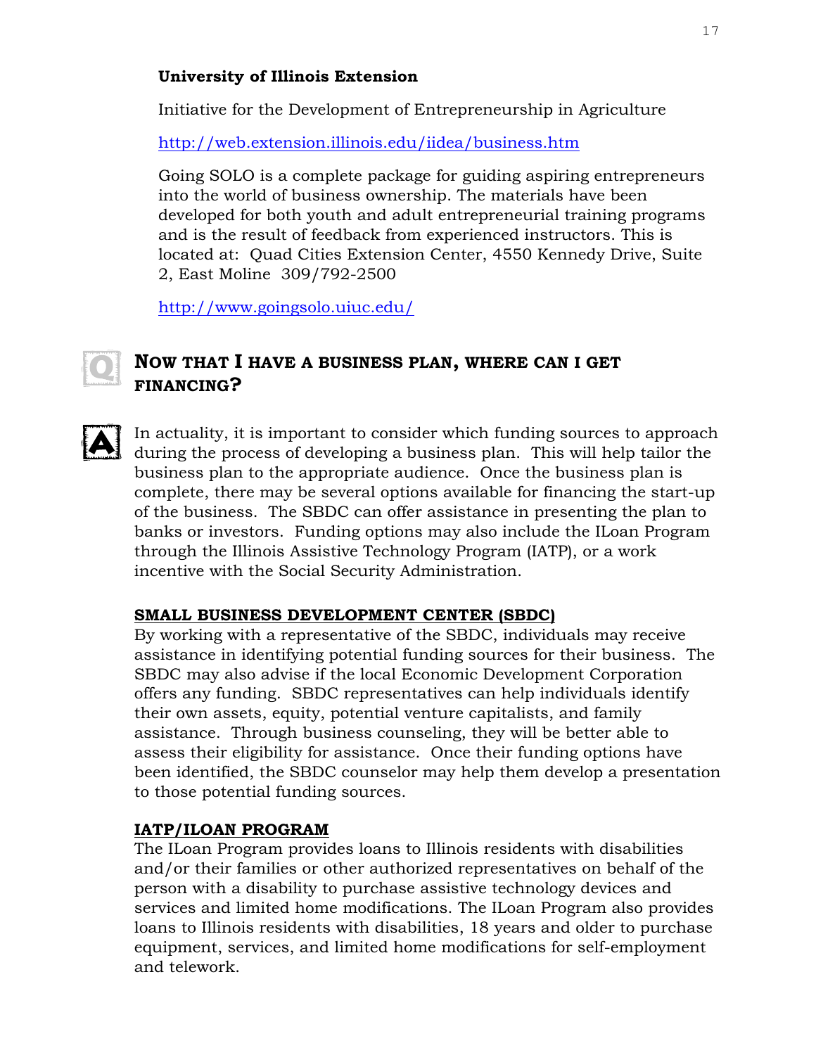**University of Illinois Extension**

Initiative for the Development of Entrepreneurship in Agriculture

http://web.extension.illinois.edu/iidea/business.htm

Going SOLO is a complete package for guiding aspiring entrepreneurs into the world of business ownership. The materials have been developed for both youth and adult entrepreneurial training programs and is the result of feedback from experienced instructors. This is located at: Quad Cities Extension Center, 4550 Kennedy Drive, Suite 2, East Moline 309/792-2500

http://www.goingsolo.uiuc.edu/

## Q: NOW THAT I HAVE A BUSINESS PLAN, WHERE CAN I GET FINANCING?

A: In actuality, it is important to consider which funding sources to approach during the process of developing a business plan. This will help tailor the business plan to the appropriate audience. Once the business plan is complete, there may be several options available for financing the start-up of the business. The SBDC can offer assistance in presenting the plan to banks or investors. Funding options may also include the ILoan Program through the Illinois Assistive Technology Program (IATP), or a work incentive with the Social Security Administration.

### SMALL BUSINESS DEVELOPMENT CENTER (SBDC)

By working with a representative of the SBDC, individuals may receive assistance in identifying potential funding sources for their business. The SBDC may also advise if the local Economic Development Corporation offers any funding. SBDC representatives can help individuals identify their own assets, equity, potential venture capitalists, and family assistance. Through business counseling, they will be better able to assess their eligibility for assistance. Once their funding options have been identified, the SBDC counselor may help them develop a presentation to those potential funding sources.

### IATP/ILOAN PROGRAM

The ILoan Program provides loans to Illinois residents with disabilities and/or their families or other authorized representatives on behalf of the person with a disability to purchase assistive technology devices and services and limited home modifications. The ILoan Program also provides loans to Illinois residents with disabilities, 18 years and older to purchase equipment, services, and limited home modifications for self-employment and telework.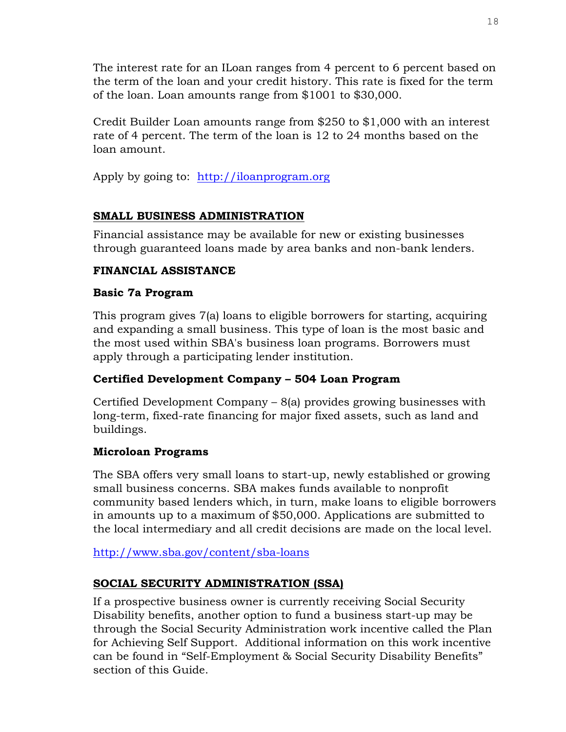The interest rate for an ILoan ranges from 4 percent to 6 percent based on the term of the loan and your credit history. This rate is fixed for the term of the loan. Loan amounts range from $1001 to $30,000.

Credit Builder Loan amounts range from $250 to $1,000 with an interest rate of 4 percent. The term of the loan is 12 to 24 months based on the loan amount.

Apply by going to: http://iloanprogram.org

## SMALL BUSINESS ADMINISTRATION

Financial assistance may be available for new or existing businesses through guaranteed loans made by area banks and non-bank lenders.

### FINANCIAL ASSISTANCE

#### Basic 7a Program

This program gives 7(a) loans to eligible borrowers for starting, acquiring and expanding a small business. This type of loan is the most basic and the most used within SBA's business loan programs. Borrowers must apply through a participating lender institution.

#### Certified Development Company – 504 Loan Program

Certified Development Company – 8(a) provides growing businesses with long-term, fixed-rate financing for major fixed assets, such as land and buildings.

#### Microloan Programs

The SBA offers very small loans to start-up, newly established or growing small business concerns. SBA makes funds available to nonprofit community based lenders which, in turn, make loans to eligible borrowers in amounts up to a maximum of $50,000. Applications are submitted to the local intermediary and all credit decisions are made on the local level.

http://www.sba.gov/content/sba-loans

## SOCIAL SECURITY ADMINISTRATION (SSA)

If a prospective business owner is currently receiving Social Security Disability benefits, another option to fund a business start-up may be through the Social Security Administration work incentive called the Plan for Achieving Self Support. Additional information on this work incentive can be found in "Self-Employment & Social Security Disability Benefits" section of this Guide.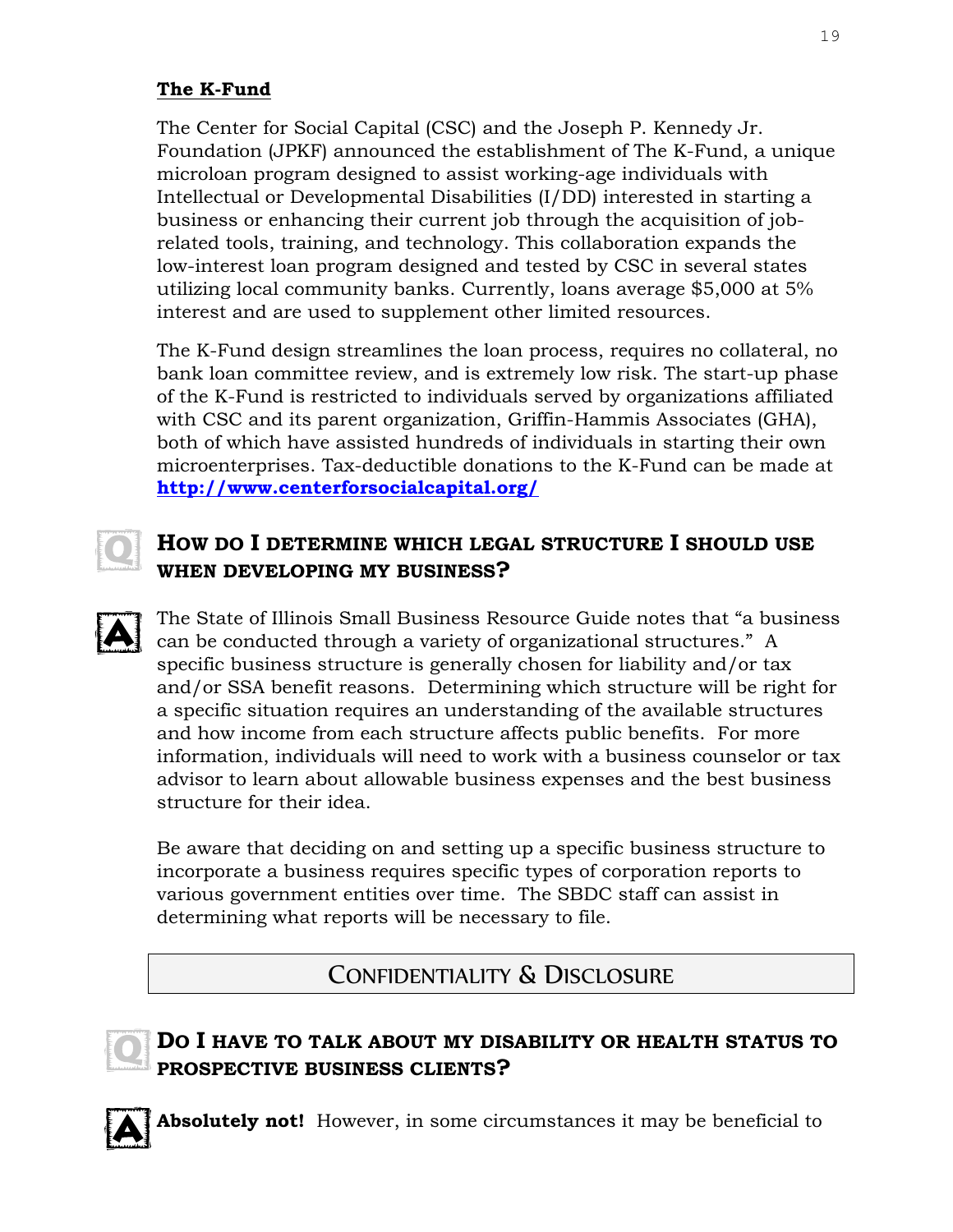**The K-Fund**

The Center for Social Capital (CSC) and the Joseph P. Kennedy Jr. Foundation (JPKF) announced the establishment of The K-Fund, a unique microloan program designed to assist working-age individuals with Intellectual or Developmental Disabilities (I/DD) interested in starting a business or enhancing their current job through the acquisition of job-related tools, training, and technology. This collaboration expands the low-interest loan program designed and tested by CSC in several states utilizing local community banks. Currently, loans average $5,000 at 5% interest and are used to supplement other limited resources.

The K-Fund design streamlines the loan process, requires no collateral, no bank loan committee review, and is extremely low risk. The start-up phase of the K-Fund is restricted to individuals served by organizations affiliated with CSC and its parent organization, Griffin-Hammis Associates (GHA), both of which have assisted hundreds of individuals in starting their own microenterprises. Tax-deductible donations to the K-Fund can be made at **http://www.centerforsocialcapital.org/**

### Q: How do I determine which legal structure I should use when developing my business?

**A:** The State of Illinois Small Business Resource Guide notes that "a business can be conducted through a variety of organizational structures." A specific business structure is generally chosen for liability and/or tax and/or SSA benefit reasons. Determining which structure will be right for a specific situation requires an understanding of the available structures and how income from each structure affects public benefits. For more information, individuals will need to work with a business counselor or tax advisor to learn about allowable business expenses and the best business structure for their idea.

Be aware that deciding on and setting up a specific business structure to incorporate a business requires specific types of corporation reports to various government entities over time. The SBDC staff can assist in determining what reports will be necessary to file.

## Confidentiality & Disclosure

### Q: Do I have to talk about my disability or health status to prospective business clients?

**A:** **Absolutely not!** However, in some circumstances it may be beneficial to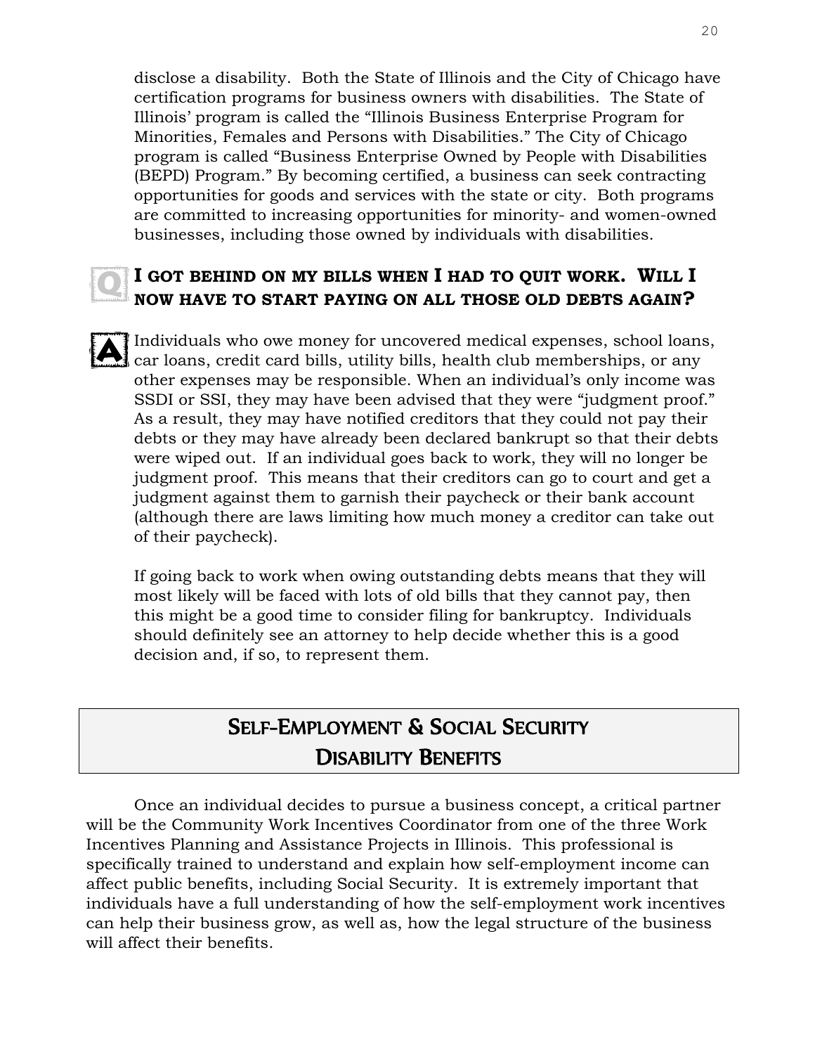disclose a disability. Both the State of Illinois and the City of Chicago have certification programs for business owners with disabilities. The State of Illinois' program is called the "Illinois Business Enterprise Program for Minorities, Females and Persons with Disabilities." The City of Chicago program is called "Business Enterprise Owned by People with Disabilities (BEPD) Program." By becoming certified, a business can seek contracting opportunities for goods and services with the state or city. Both programs are committed to increasing opportunities for minority- and women-owned businesses, including those owned by individuals with disabilities.

### Q: I got behind on my bills when I had to quit work. Will I now have to start paying on all those old debts again?

**A:** Individuals who owe money for uncovered medical expenses, school loans, car loans, credit card bills, utility bills, health club memberships, or any other expenses may be responsible. When an individual's only income was SSDI or SSI, they may have been advised that they were "judgment proof." As a result, they may have notified creditors that they could not pay their debts or they may have already been declared bankrupt so that their debts were wiped out. If an individual goes back to work, they will no longer be judgment proof. This means that their creditors can go to court and get a judgment against them to garnish their paycheck or their bank account (although there are laws limiting how much money a creditor can take out of their paycheck).

If going back to work when owing outstanding debts means that they will most likely will be faced with lots of old bills that they cannot pay, then this might be a good time to consider filing for bankruptcy. Individuals should definitely see an attorney to help decide whether this is a good decision and, if so, to represent them.

## Self-Employment & Social Security Disability Benefits

Once an individual decides to pursue a business concept, a critical partner will be the Community Work Incentives Coordinator from one of the three Work Incentives Planning and Assistance Projects in Illinois. This professional is specifically trained to understand and explain how self-employment income can affect public benefits, including Social Security. It is extremely important that individuals have a full understanding of how the self-employment work incentives can help their business grow, as well as, how the legal structure of the business will affect their benefits.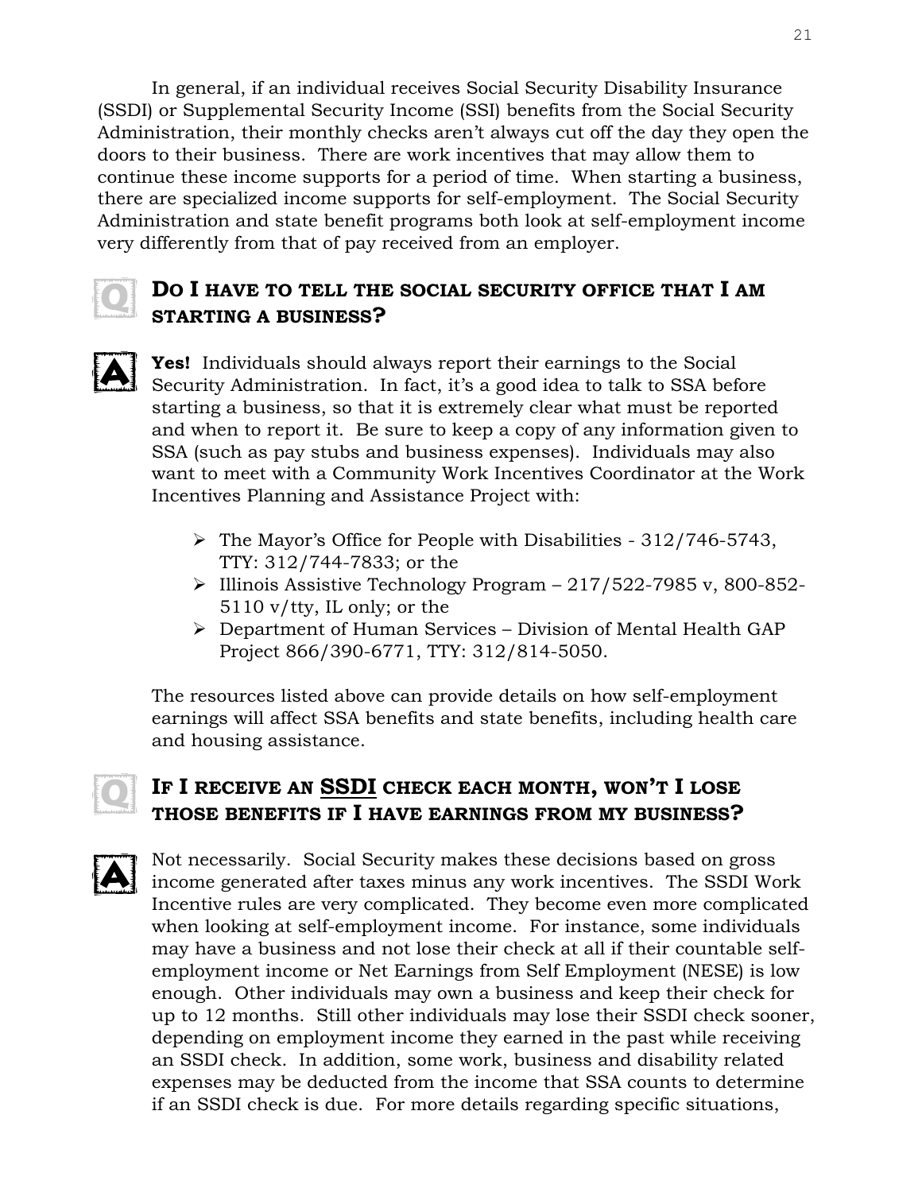In general, if an individual receives Social Security Disability Insurance (SSDI) or Supplemental Security Income (SSI) benefits from the Social Security Administration, their monthly checks aren't always cut off the day they open the doors to their business. There are work incentives that may allow them to continue these income supports for a period of time. When starting a business, there are specialized income supports for self-employment. The Social Security Administration and state benefit programs both look at self-employment income very differently from that of pay received from an employer.

### DO I HAVE TO TELL THE SOCIAL SECURITY OFFICE THAT I AM STARTING A BUSINESS?

**Yes!** Individuals should always report their earnings to the Social Security Administration. In fact, it's a good idea to talk to SSA before starting a business, so that it is extremely clear what must be reported and when to report it. Be sure to keep a copy of any information given to SSA (such as pay stubs and business expenses). Individuals may also want to meet with a Community Work Incentives Coordinator at the Work Incentives Planning and Assistance Project with:

- The Mayor's Office for People with Disabilities - 312/746-5743, TTY: 312/744-7833; or the
- Illinois Assistive Technology Program – 217/522-7985 v, 800-852-5110 v/tty, IL only; or the
- Department of Human Services – Division of Mental Health GAP Project 866/390-6771, TTY: 312/814-5050.

The resources listed above can provide details on how self-employment earnings will affect SSA benefits and state benefits, including health care and housing assistance.

### IF I RECEIVE AN <u>SSDI</u> CHECK EACH MONTH, WON'T I LOSE THOSE BENEFITS IF I HAVE EARNINGS FROM MY BUSINESS?

Not necessarily. Social Security makes these decisions based on gross income generated after taxes minus any work incentives. The SSDI Work Incentive rules are very complicated. They become even more complicated when looking at self-employment income. For instance, some individuals may have a business and not lose their check at all if their countable self-employment income or Net Earnings from Self Employment (NESE) is low enough. Other individuals may own a business and keep their check for up to 12 months. Still other individuals may lose their SSDI check sooner, depending on employment income they earned in the past while receiving an SSDI check. In addition, some work, business and disability related expenses may be deducted from the income that SSA counts to determine if an SSDI check is due. For more details regarding specific situations,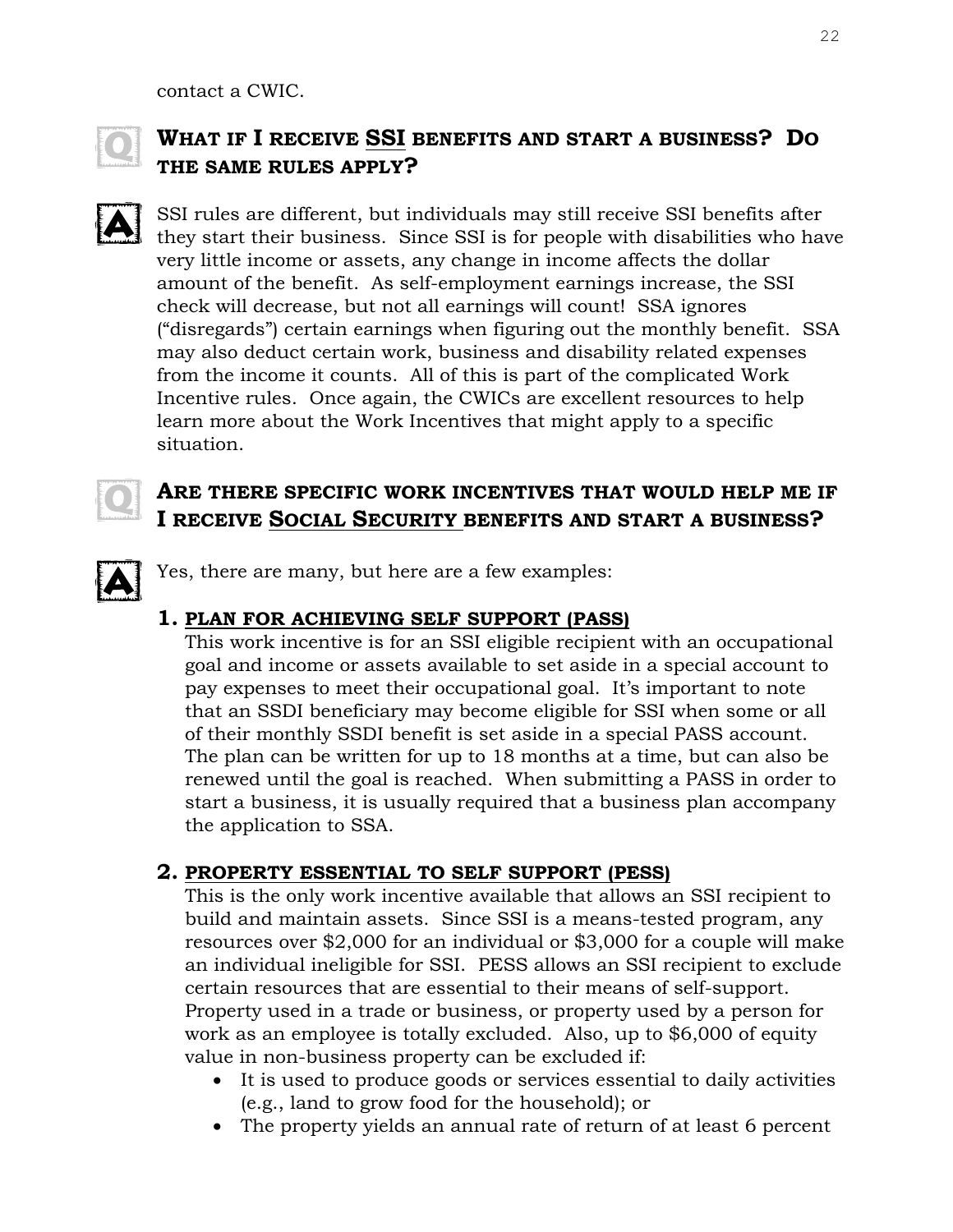contact a CWIC.

## Q: WHAT IF I RECEIVE SSI BENEFITS AND START A BUSINESS? DO THE SAME RULES APPLY?

**A:** SSI rules are different, but individuals may still receive SSI benefits after they start their business. Since SSI is for people with disabilities who have very little income or assets, any change in income affects the dollar amount of the benefit. As self-employment earnings increase, the SSI check will decrease, but not all earnings will count! SSA ignores ("disregards") certain earnings when figuring out the monthly benefit. SSA may also deduct certain work, business and disability related expenses from the income it counts. All of this is part of the complicated Work Incentive rules. Once again, the CWICs are excellent resources to help learn more about the Work Incentives that might apply to a specific situation.

## Q: ARE THERE SPECIFIC WORK INCENTIVES THAT WOULD HELP ME IF I RECEIVE SOCIAL SECURITY BENEFITS AND START A BUSINESS?

**A:** Yes, there are many, but here are a few examples:

1. **PLAN FOR ACHIEVING SELF SUPPORT (PASS)**
   This work incentive is for an SSI eligible recipient with an occupational goal and income or assets available to set aside in a special account to pay expenses to meet their occupational goal. It's important to note that an SSDI beneficiary may become eligible for SSI when some or all of their monthly SSDI benefit is set aside in a special PASS account. The plan can be written for up to 18 months at a time, but can also be renewed until the goal is reached. When submitting a PASS in order to start a business, it is usually required that a business plan accompany the application to SSA.

2. **PROPERTY ESSENTIAL TO SELF SUPPORT (PESS)**
   This is the only work incentive available that allows an SSI recipient to build and maintain assets. Since SSI is a means-tested program, any resources over $2,000 for an individual or $3,000 for a couple will make an individual ineligible for SSI. PESS allows an SSI recipient to exclude certain resources that are essential to their means of self-support. Property used in a trade or business, or property used by a person for work as an employee is totally excluded. Also, up to $6,000 of equity value in non-business property can be excluded if:
   - It is used to produce goods or services essential to daily activities (e.g., land to grow food for the household); or
   - The property yields an annual rate of return of at least 6 percent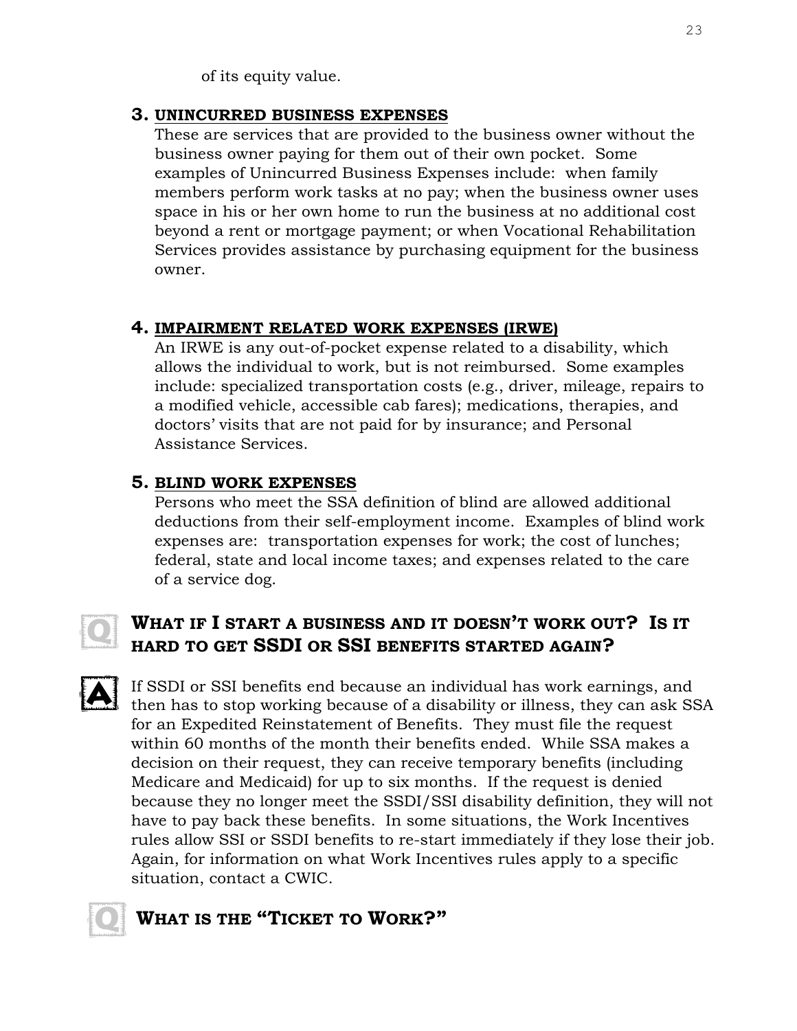of its equity value.

3. **UNINCURRED BUSINESS EXPENSES**
These are services that are provided to the business owner without the business owner paying for them out of their own pocket. Some examples of Unincurred Business Expenses include: when family members perform work tasks at no pay; when the business owner uses space in his or her own home to run the business at no additional cost beyond a rent or mortgage payment; or when Vocational Rehabilitation Services provides assistance by purchasing equipment for the business owner.

4. **IMPAIRMENT RELATED WORK EXPENSES (IRWE)**
An IRWE is any out-of-pocket expense related to a disability, which allows the individual to work, but is not reimbursed. Some examples include: specialized transportation costs (e.g., driver, mileage, repairs to a modified vehicle, accessible cab fares); medications, therapies, and doctors' visits that are not paid for by insurance; and Personal Assistance Services.

5. **BLIND WORK EXPENSES**
Persons who meet the SSA definition of blind are allowed additional deductions from their self-employment income. Examples of blind work expenses are: transportation expenses for work; the cost of lunches; federal, state and local income taxes; and expenses related to the care of a service dog.

### Q: WHAT IF I START A BUSINESS AND IT DOESN'T WORK OUT? IS IT HARD TO GET SSDI OR SSI BENEFITS STARTED AGAIN?

**A:** If SSDI or SSI benefits end because an individual has work earnings, and then has to stop working because of a disability or illness, they can ask SSA for an Expedited Reinstatement of Benefits. They must file the request within 60 months of the month their benefits ended. While SSA makes a decision on their request, they can receive temporary benefits (including Medicare and Medicaid) for up to six months. If the request is denied because they no longer meet the SSDI/SSI disability definition, they will not have to pay back these benefits. In some situations, the Work Incentives rules allow SSI or SSDI benefits to re-start immediately if they lose their job. Again, for information on what Work Incentives rules apply to a specific situation, contact a CWIC.

### Q: WHAT IS THE "TICKET TO WORK?"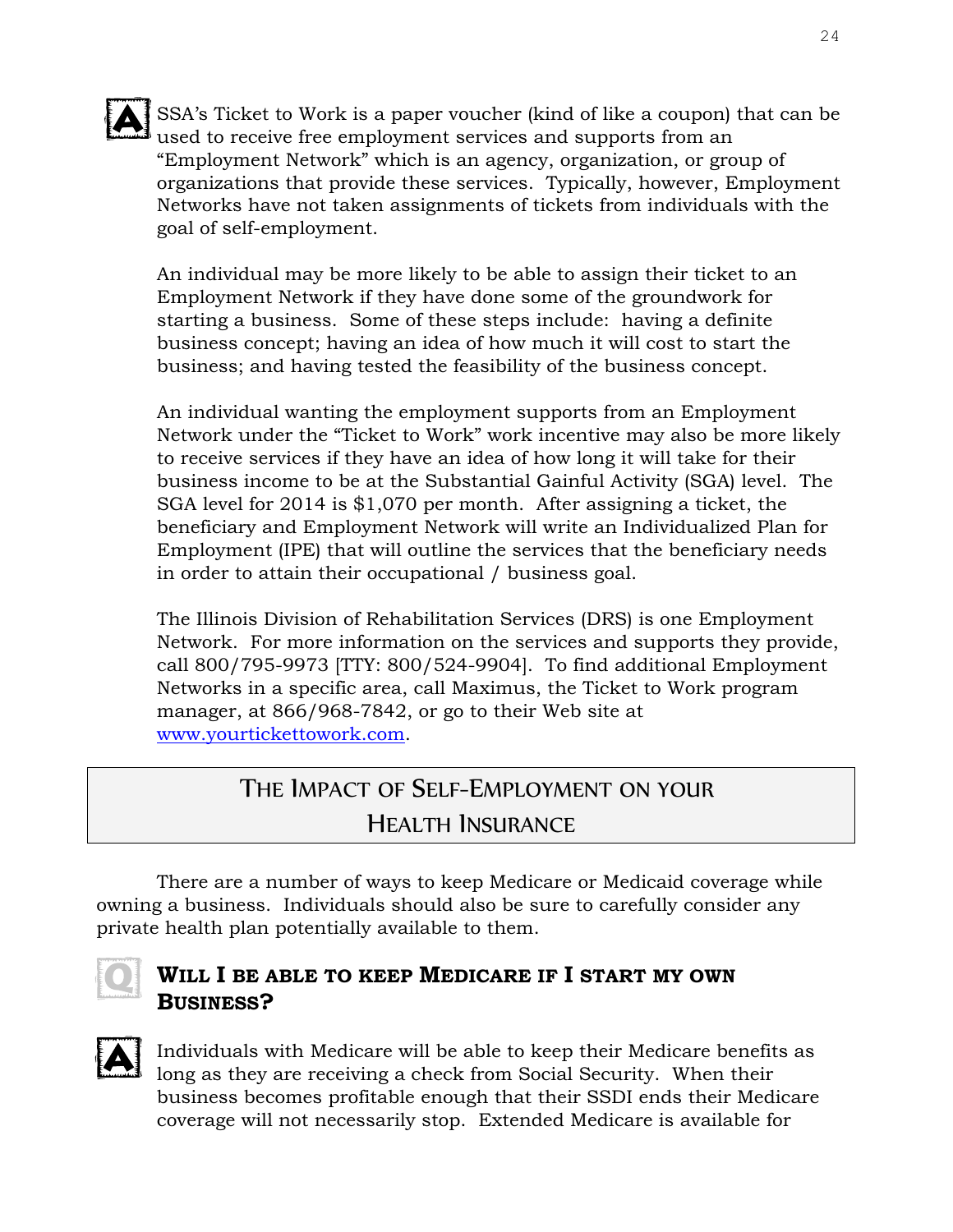SSA's Ticket to Work is a paper voucher (kind of like a coupon) that can be used to receive free employment services and supports from an "Employment Network" which is an agency, organization, or group of organizations that provide these services. Typically, however, Employment Networks have not taken assignments of tickets from individuals with the goal of self-employment.

An individual may be more likely to be able to assign their ticket to an Employment Network if they have done some of the groundwork for starting a business. Some of these steps include: having a definite business concept; having an idea of how much it will cost to start the business; and having tested the feasibility of the business concept.

An individual wanting the employment supports from an Employment Network under the "Ticket to Work" work incentive may also be more likely to receive services if they have an idea of how long it will take for their business income to be at the Substantial Gainful Activity (SGA) level. The SGA level for 2014 is $1,070 per month. After assigning a ticket, the beneficiary and Employment Network will write an Individualized Plan for Employment (IPE) that will outline the services that the beneficiary needs in order to attain their occupational / business goal.

The Illinois Division of Rehabilitation Services (DRS) is one Employment Network. For more information on the services and supports they provide, call 800/795-9973 [TTY: 800/524-9904]. To find additional Employment Networks in a specific area, call Maximus, the Ticket to Work program manager, at 866/968-7842, or go to their Web site at www.yourtickettowork.com.

## The Impact of Self-Employment on your Health Insurance

There are a number of ways to keep Medicare or Medicaid coverage while owning a business. Individuals should also be sure to carefully consider any private health plan potentially available to them.

### Will I be able to keep Medicare if I start my own Business?

Individuals with Medicare will be able to keep their Medicare benefits as long as they are receiving a check from Social Security. When their business becomes profitable enough that their SSDI ends their Medicare coverage will not necessarily stop. Extended Medicare is available for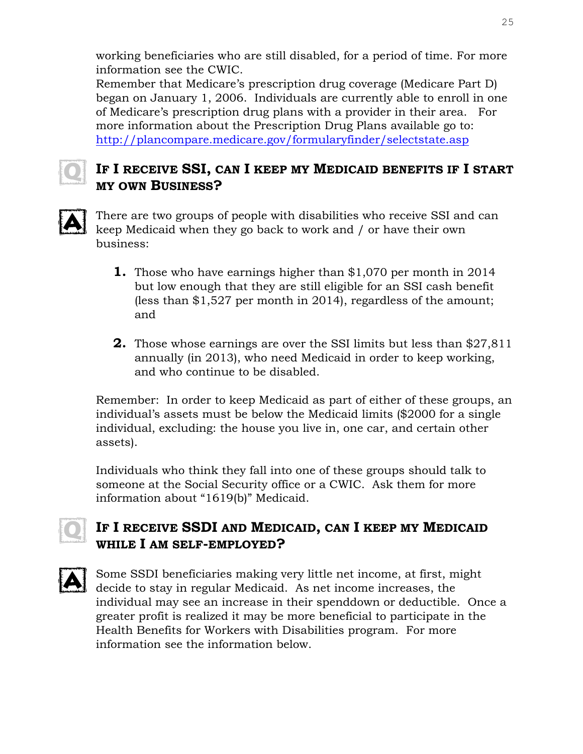working beneficiaries who are still disabled, for a period of time. For more information see the CWIC.

Remember that Medicare's prescription drug coverage (Medicare Part D) began on January 1, 2006. Individuals are currently able to enroll in one of Medicare's prescription drug plans with a provider in their area. For more information about the Prescription Drug Plans available go to: http://plancompare.medicare.gov/formularyfinder/selectstate.asp

## Q: If I receive SSI, can I keep my Medicaid benefits if I start my own Business?

A: There are two groups of people with disabilities who receive SSI and can keep Medicaid when they go back to work and / or have their own business:

1. Those who have earnings higher than $1,070 per month in 2014 but low enough that they are still eligible for an SSI cash benefit (less than $1,527 per month in 2014), regardless of the amount; and

2. Those whose earnings are over the SSI limits but less than $27,811 annually (in 2013), who need Medicaid in order to keep working, and who continue to be disabled.

Remember: In order to keep Medicaid as part of either of these groups, an individual's assets must be below the Medicaid limits ($2000 for a single individual, excluding: the house you live in, one car, and certain other assets).

Individuals who think they fall into one of these groups should talk to someone at the Social Security office or a CWIC. Ask them for more information about "1619(b)" Medicaid.

## Q: If I receive SSDI and Medicaid, can I keep my Medicaid while I am self-employed?

A: Some SSDI beneficiaries making very little net income, at first, might decide to stay in regular Medicaid. As net income increases, the individual may see an increase in their spenddown or deductible. Once a greater profit is realized it may be more beneficial to participate in the Health Benefits for Workers with Disabilities program. For more information see the information below.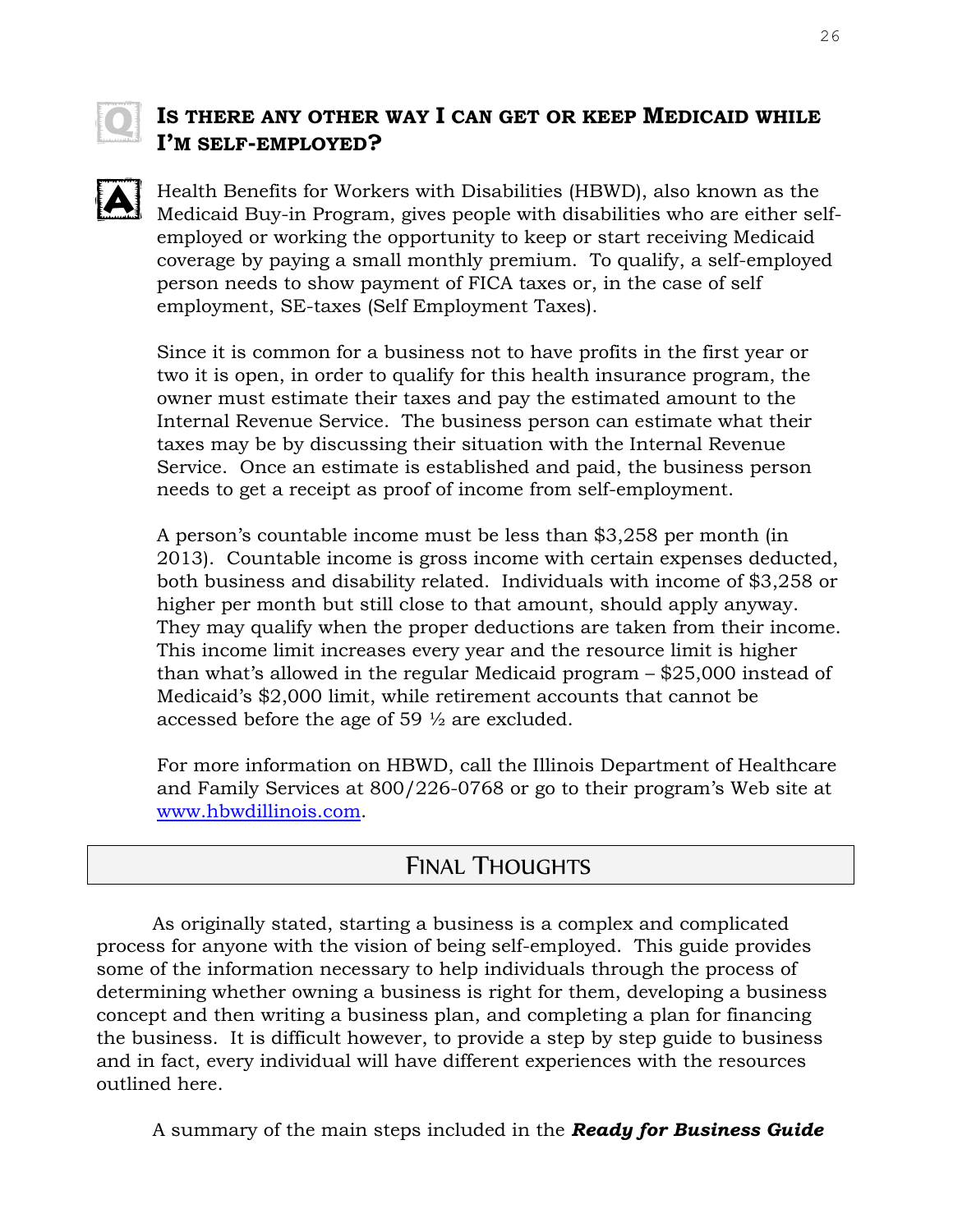### IS THERE ANY OTHER WAY I CAN GET OR KEEP MEDICAID WHILE I'M SELF-EMPLOYED?

Health Benefits for Workers with Disabilities (HBWD), also known as the Medicaid Buy-in Program, gives people with disabilities who are either self-employed or working the opportunity to keep or start receiving Medicaid coverage by paying a small monthly premium. To qualify, a self-employed person needs to show payment of FICA taxes or, in the case of self employment, SE-taxes (Self Employment Taxes).

Since it is common for a business not to have profits in the first year or two it is open, in order to qualify for this health insurance program, the owner must estimate their taxes and pay the estimated amount to the Internal Revenue Service. The business person can estimate what their taxes may be by discussing their situation with the Internal Revenue Service. Once an estimate is established and paid, the business person needs to get a receipt as proof of income from self-employment.

A person's countable income must be less than $3,258 per month (in 2013). Countable income is gross income with certain expenses deducted, both business and disability related. Individuals with income of $3,258 or higher per month but still close to that amount, should apply anyway. They may qualify when the proper deductions are taken from their income. This income limit increases every year and the resource limit is higher than what's allowed in the regular Medicaid program – $25,000 instead of Medicaid's $2,000 limit, while retirement accounts that cannot be accessed before the age of 59 ½ are excluded.

For more information on HBWD, call the Illinois Department of Healthcare and Family Services at 800/226-0768 or go to their program's Web site at www.hbwdillinois.com.

## FINAL THOUGHTS

As originally stated, starting a business is a complex and complicated process for anyone with the vision of being self-employed. This guide provides some of the information necessary to help individuals through the process of determining whether owning a business is right for them, developing a business concept and then writing a business plan, and completing a plan for financing the business. It is difficult however, to provide a step by step guide to business and in fact, every individual will have different experiences with the resources outlined here.

A summary of the main steps included in the ***Ready for Business Guide***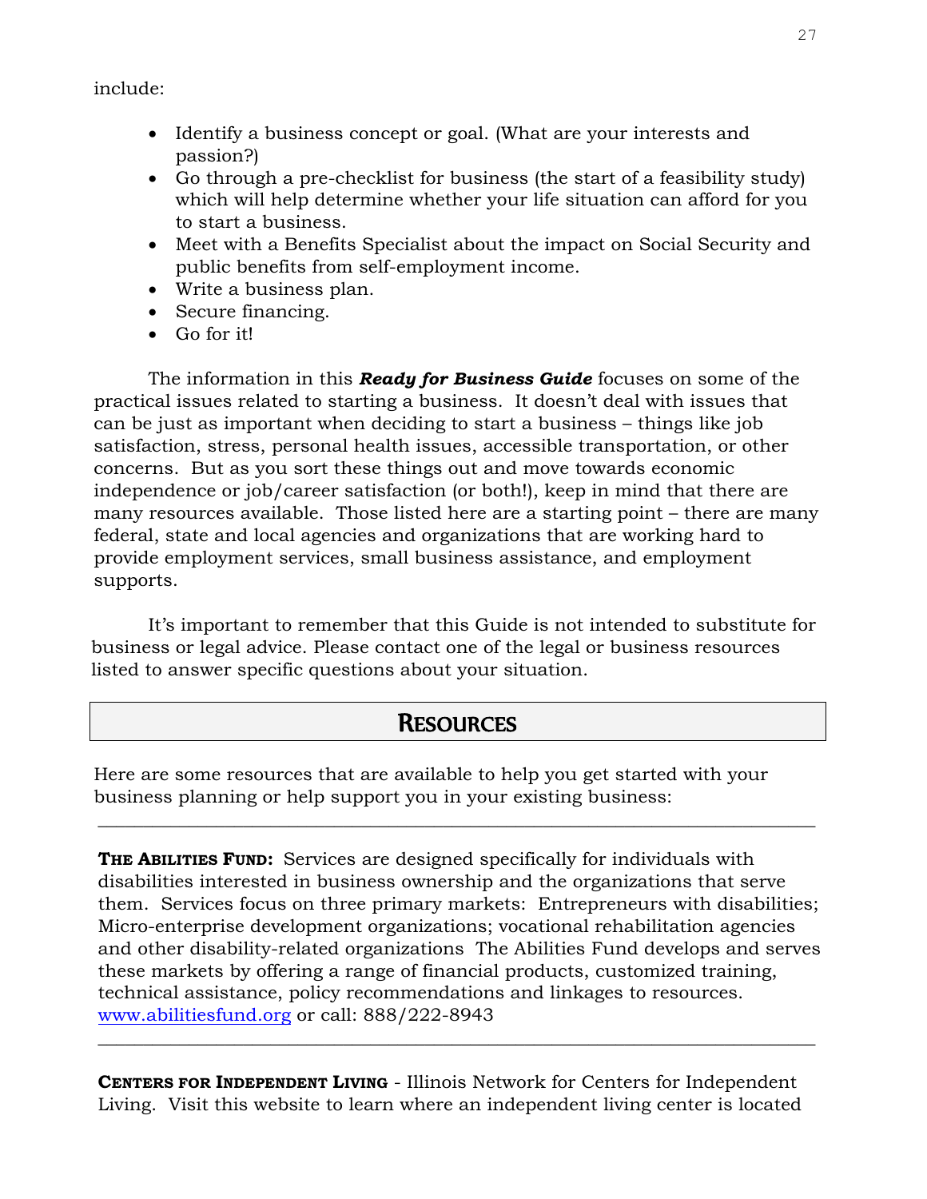include:

- Identify a business concept or goal. (What are your interests and passion?)
- Go through a pre-checklist for business (the start of a feasibility study) which will help determine whether your life situation can afford for you to start a business.
- Meet with a Benefits Specialist about the impact on Social Security and public benefits from self-employment income.
- Write a business plan.
- Secure financing.
- Go for it!

The information in this ***Ready for Business Guide*** focuses on some of the practical issues related to starting a business. It doesn't deal with issues that can be just as important when deciding to start a business – things like job satisfaction, stress, personal health issues, accessible transportation, or other concerns. But as you sort these things out and move towards economic independence or job/career satisfaction (or both!), keep in mind that there are many resources available. Those listed here are a starting point – there are many federal, state and local agencies and organizations that are working hard to provide employment services, small business assistance, and employment supports.

It's important to remember that this Guide is not intended to substitute for business or legal advice. Please contact one of the legal or business resources listed to answer specific questions about your situation.

## RESOURCES

Here are some resources that are available to help you get started with your business planning or help support you in your existing business:

---

**THE ABILITIES FUND:** Services are designed specifically for individuals with disabilities interested in business ownership and the organizations that serve them. Services focus on three primary markets: Entrepreneurs with disabilities; Micro-enterprise development organizations; vocational rehabilitation agencies and other disability-related organizations The Abilities Fund develops and serves these markets by offering a range of financial products, customized training, technical assistance, policy recommendations and linkages to resources. www.abilitiesfund.org or call: 888/222-8943

---

**CENTERS FOR INDEPENDENT LIVING** - Illinois Network for Centers for Independent Living. Visit this website to learn where an independent living center is located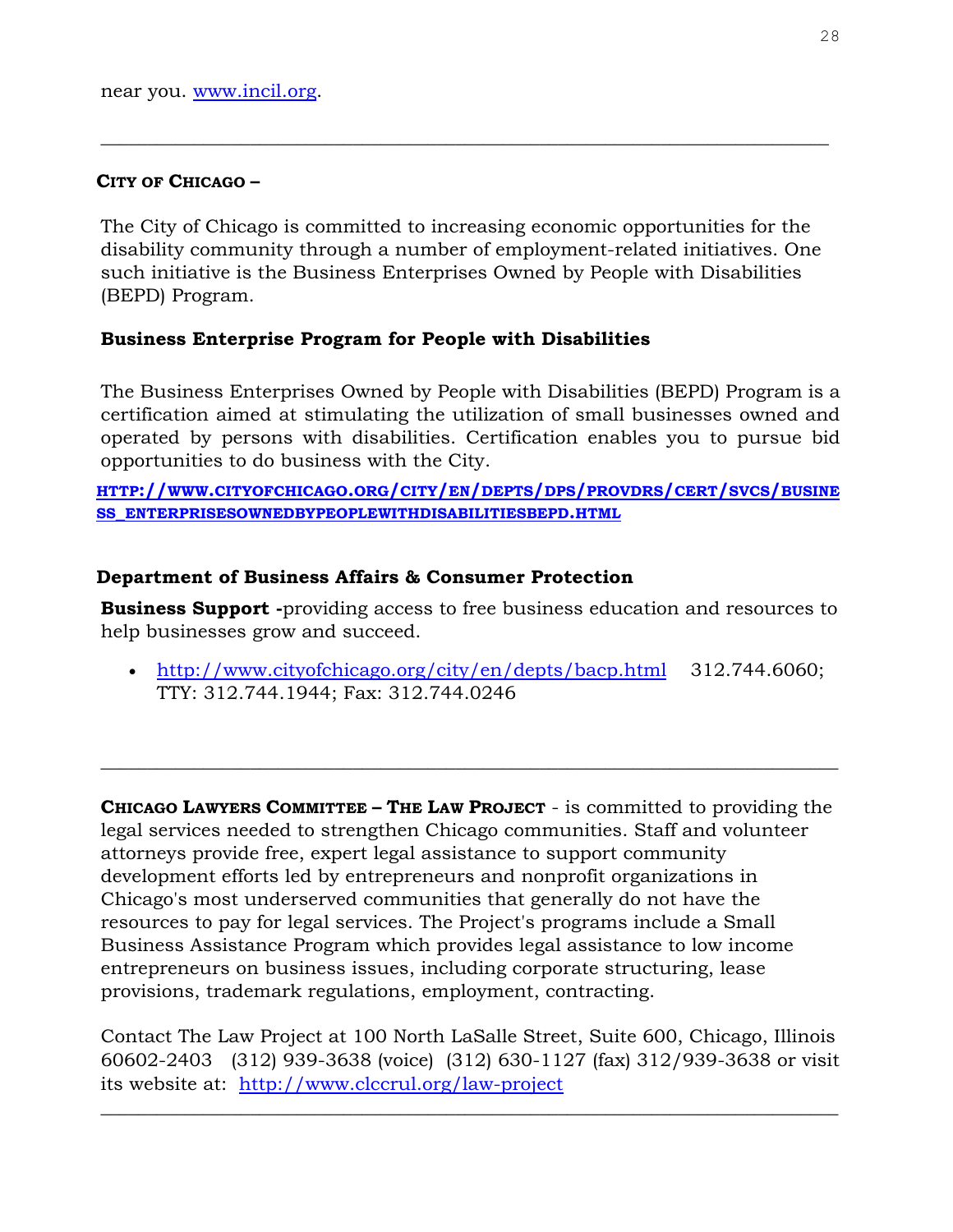near you. www.incil.org.

---

**CITY OF CHICAGO –**

The City of Chicago is committed to increasing economic opportunities for the disability community through a number of employment-related initiatives. One such initiative is the Business Enterprises Owned by People with Disabilities (BEPD) Program.

**Business Enterprise Program for People with Disabilities**

The Business Enterprises Owned by People with Disabilities (BEPD) Program is a certification aimed at stimulating the utilization of small businesses owned and operated by persons with disabilities. Certification enables you to pursue bid opportunities to do business with the City.

**HTTP://WWW.CITYOFCHICAGO.ORG/CITY/EN/DEPTS/DPS/PROVDRS/CERT/SVCS/BUSINESS_ENTERPRISESOWNEDBYPEOPLEWITHDISABILITIESBEPD.HTML**

**Department of Business Affairs & Consumer Protection**

**Business Support -**providing access to free business education and resources to help businesses grow and succeed.

- http://www.cityofchicago.org/city/en/depts/bacp.html 312.744.6060; TTY: 312.744.1944; Fax: 312.744.0246

---

**CHICAGO LAWYERS COMMITTEE – THE LAW PROJECT** - is committed to providing the legal services needed to strengthen Chicago communities. Staff and volunteer attorneys provide free, expert legal assistance to support community development efforts led by entrepreneurs and nonprofit organizations in Chicago's most underserved communities that generally do not have the resources to pay for legal services. The Project's programs include a Small Business Assistance Program which provides legal assistance to low income entrepreneurs on business issues, including corporate structuring, lease provisions, trademark regulations, employment, contracting.

Contact The Law Project at 100 North LaSalle Street, Suite 600, Chicago, Illinois 60602-2403 (312) 939-3638 (voice) (312) 630-1127 (fax) 312/939-3638 or visit its website at: http://www.clccrul.org/law-project

---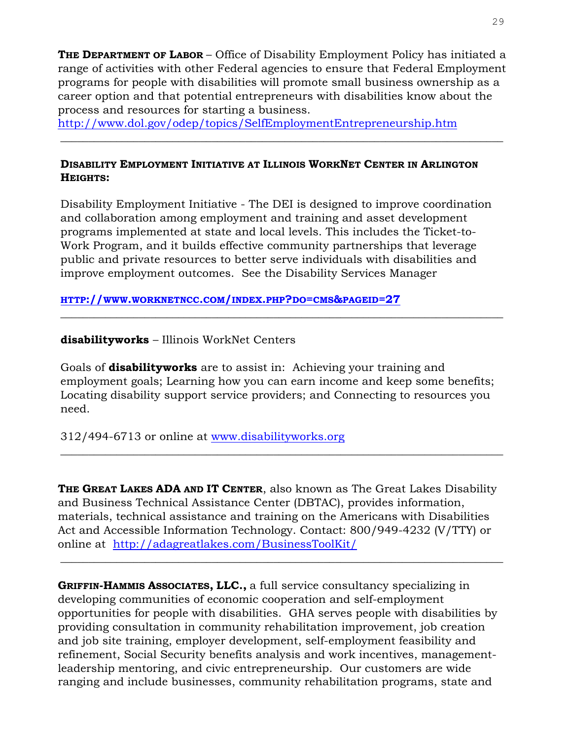**THE DEPARTMENT OF LABOR** – Office of Disability Employment Policy has initiated a range of activities with other Federal agencies to ensure that Federal Employment programs for people with disabilities will promote small business ownership as a career option and that potential entrepreneurs with disabilities know about the process and resources for starting a business.
http://www.dol.gov/odep/topics/SelfEmploymentEntrepreneurship.htm

---

**DISABILITY EMPLOYMENT INITIATIVE AT ILLINOIS WORKNET CENTER IN ARLINGTON HEIGHTS:**

Disability Employment Initiative - The DEI is designed to improve coordination and collaboration among employment and training and asset development programs implemented at state and local levels. This includes the Ticket-to-Work Program, and it builds effective community partnerships that leverage public and private resources to better serve individuals with disabilities and improve employment outcomes. See the Disability Services Manager

**HTTP://WWW.WORKNETNCC.COM/INDEX.PHP?DO=CMS&PAGEID=27**

---

**disabilityworks** – Illinois WorkNet Centers

Goals of **disabilityworks** are to assist in: Achieving your training and employment goals; Learning how you can earn income and keep some benefits; Locating disability support service providers; and Connecting to resources you need.

312/494-6713 or online at www.disabilityworks.org

---

**THE GREAT LAKES ADA AND IT CENTER**, also known as The Great Lakes Disability and Business Technical Assistance Center (DBTAC), provides information, materials, technical assistance and training on the Americans with Disabilities Act and Accessible Information Technology. Contact: 800/949-4232 (V/TTY) or online at http://adagreatlakes.com/BusinessToolKit/

---

**GRIFFIN-HAMMIS ASSOCIATES, LLC.,** a full service consultancy specializing in developing communities of economic cooperation and self-employment opportunities for people with disabilities. GHA serves people with disabilities by providing consultation in community rehabilitation improvement, job creation and job site training, employer development, self-employment feasibility and refinement, Social Security benefits analysis and work incentives, management-leadership mentoring, and civic entrepreneurship. Our customers are wide ranging and include businesses, community rehabilitation programs, state and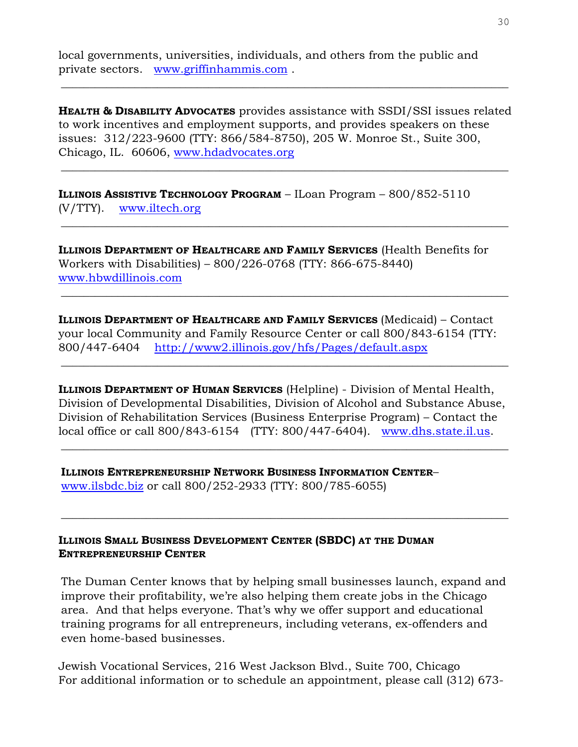local governments, universities, individuals, and others from the public and private sectors. www.griffinhammis.com .

---

**HEALTH & DISABILITY ADVOCATES** provides assistance with SSDI/SSI issues related to work incentives and employment supports, and provides speakers on these issues: 312/223-9600 (TTY: 866/584-8750), 205 W. Monroe St., Suite 300, Chicago, IL. 60606, www.hdadvocates.org

---

**ILLINOIS ASSISTIVE TECHNOLOGY PROGRAM** – ILoan Program – 800/852-5110 (V/TTY). www.iltech.org

---

**ILLINOIS DEPARTMENT OF HEALTHCARE AND FAMILY SERVICES** (Health Benefits for Workers with Disabilities) – 800/226-0768 (TTY: 866-675-8440) www.hbwdillinois.com

---

**ILLINOIS DEPARTMENT OF HEALTHCARE AND FAMILY SERVICES** (Medicaid) – Contact your local Community and Family Resource Center or call 800/843-6154 (TTY: 800/447-6404 http://www2.illinois.gov/hfs/Pages/default.aspx

---

**ILLINOIS DEPARTMENT OF HUMAN SERVICES** (Helpline) - Division of Mental Health, Division of Developmental Disabilities, Division of Alcohol and Substance Abuse, Division of Rehabilitation Services (Business Enterprise Program) – Contact the local office or call 800/843-6154 (TTY: 800/447-6404). www.dhs.state.il.us.

---

**ILLINOIS ENTREPRENEURSHIP NETWORK BUSINESS INFORMATION CENTER**– www.ilsbdc.biz or call 800/252-2933 (TTY: 800/785-6055)

---

**ILLINOIS SMALL BUSINESS DEVELOPMENT CENTER (SBDC) AT THE DUMAN ENTREPRENEURSHIP CENTER**

The Duman Center knows that by helping small businesses launch, expand and improve their profitability, we're also helping them create jobs in the Chicago area. And that helps everyone. That's why we offer support and educational training programs for all entrepreneurs, including veterans, ex-offenders and even home-based businesses.

Jewish Vocational Services, 216 West Jackson Blvd., Suite 700, Chicago
For additional information or to schedule an appointment, please call (312) 673-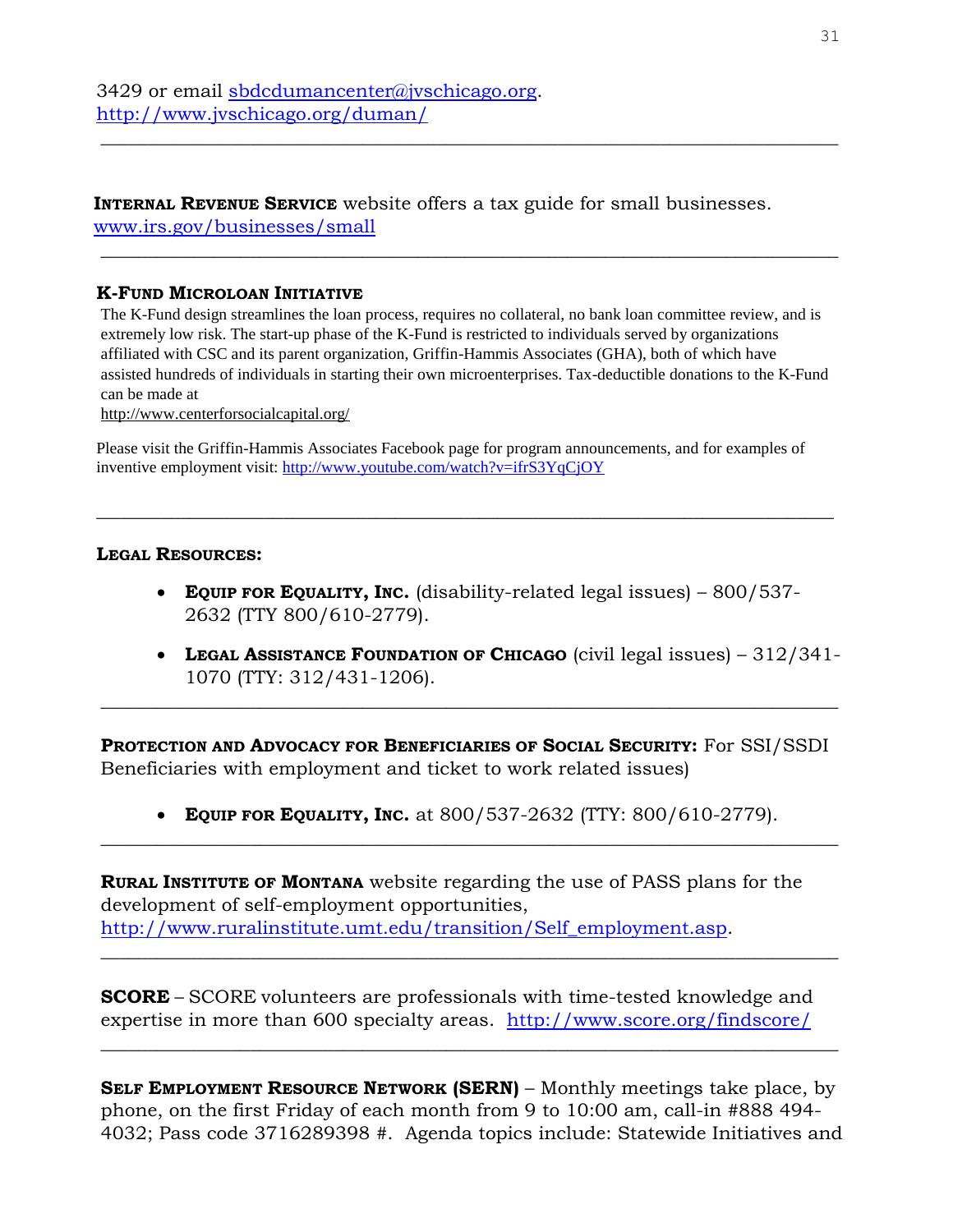3429 or email sbdcdumancenter@jvschicago.org.
http://www.jvschicago.org/duman/

---

**INTERNAL REVENUE SERVICE** website offers a tax guide for small businesses.
www.irs.gov/businesses/small

---

**K-FUND MICROLOAN INITIATIVE**

The K-Fund design streamlines the loan process, requires no collateral, no bank loan committee review, and is extremely low risk. The start-up phase of the K-Fund is restricted to individuals served by organizations affiliated with CSC and its parent organization, Griffin-Hammis Associates (GHA), both of which have assisted hundreds of individuals in starting their own microenterprises. Tax-deductible donations to the K-Fund can be made at
http://www.centerforsocialcapital.org/

Please visit the Griffin-Hammis Associates Facebook page for program announcements, and for examples of inventive employment visit: http://www.youtube.com/watch?v=ifrS3YqCjOY

---

**LEGAL RESOURCES:**

- **EQUIP FOR EQUALITY, INC.** (disability-related legal issues) – 800/537-2632 (TTY 800/610-2779).
- **LEGAL ASSISTANCE FOUNDATION OF CHICAGO** (civil legal issues) – 312/341-1070 (TTY: 312/431-1206).

---

**PROTECTION AND ADVOCACY FOR BENEFICIARIES OF SOCIAL SECURITY:** For SSI/SSDI Beneficiaries with employment and ticket to work related issues)

- **EQUIP FOR EQUALITY, INC.** at 800/537-2632 (TTY: 800/610-2779).

---

**RURAL INSTITUTE OF MONTANA** website regarding the use of PASS plans for the development of self-employment opportunities,
http://www.ruralinstitute.umt.edu/transition/Self_employment.asp.

---

**SCORE** – SCORE volunteers are professionals with time-tested knowledge and expertise in more than 600 specialty areas. http://www.score.org/findscore/

---

**SELF EMPLOYMENT RESOURCE NETWORK (SERN)** – Monthly meetings take place, by phone, on the first Friday of each month from 9 to 10:00 am, call-in #888 494-4032; Pass code 3716289398 #. Agenda topics include: Statewide Initiatives and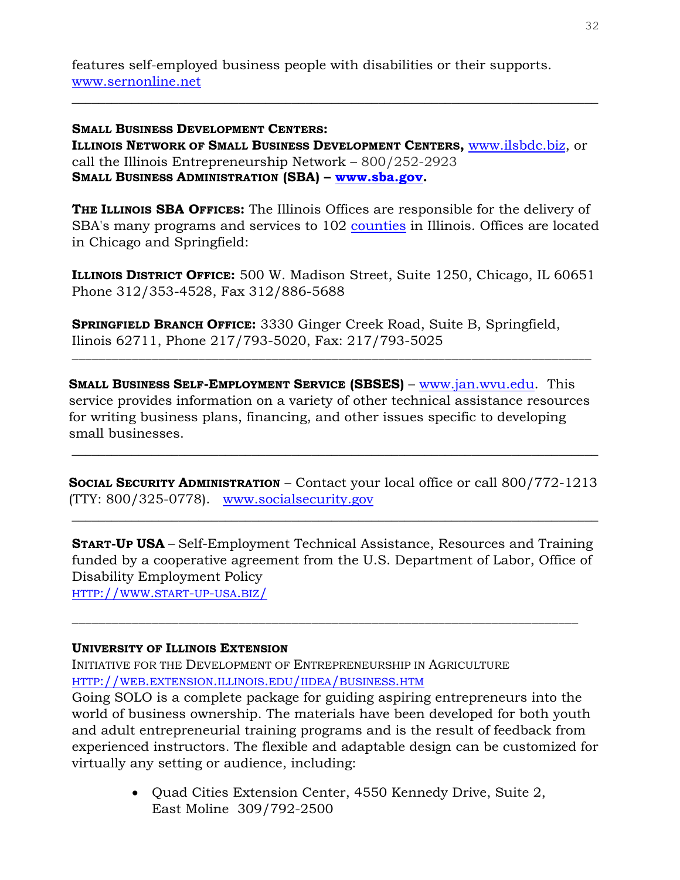features self-employed business people with disabilities or their supports. www.sernonline.net

---

**Small Business Development Centers:**
**Illinois Network of Small Business Development Centers,** www.ilsbdc.biz, or call the Illinois Entrepreneurship Network – 800/252-2923
**Small Business Administration (SBA) – www.sba.gov.**

**The Illinois SBA Offices:** The Illinois Offices are responsible for the delivery of SBA's many programs and services to 102 counties in Illinois. Offices are located in Chicago and Springfield:

**Illinois District Office:** 500 W. Madison Street, Suite 1250, Chicago, IL 60651 Phone 312/353-4528, Fax 312/886-5688

**Springfield Branch Office:** 3330 Ginger Creek Road, Suite B, Springfield, Ilinois 62711, Phone 217/793-5020, Fax: 217/793-5025

---

**Small Business Self-Employment Service (SBSES)** – www.jan.wvu.edu. This service provides information on a variety of other technical assistance resources for writing business plans, financing, and other issues specific to developing small businesses.

---

**Social Security Administration** – Contact your local office or call 800/772-1213 (TTY: 800/325-0778). www.socialsecurity.gov

---

**Start-Up USA** – Self-Employment Technical Assistance, Resources and Training funded by a cooperative agreement from the U.S. Department of Labor, Office of Disability Employment Policy
HTTP://WWW.START-UP-USA.BIZ/

---

**University of Illinois Extension**
Initiative for the Development of Entrepreneurship in Agriculture
HTTP://WEB.EXTENSION.ILLINOIS.EDU/IIDEA/BUSINESS.HTM
Going SOLO is a complete package for guiding aspiring entrepreneurs into the world of business ownership. The materials have been developed for both youth and adult entrepreneurial training programs and is the result of feedback from experienced instructors. The flexible and adaptable design can be customized for virtually any setting or audience, including:

- Quad Cities Extension Center, 4550 Kennedy Drive, Suite 2, East Moline 309/792-2500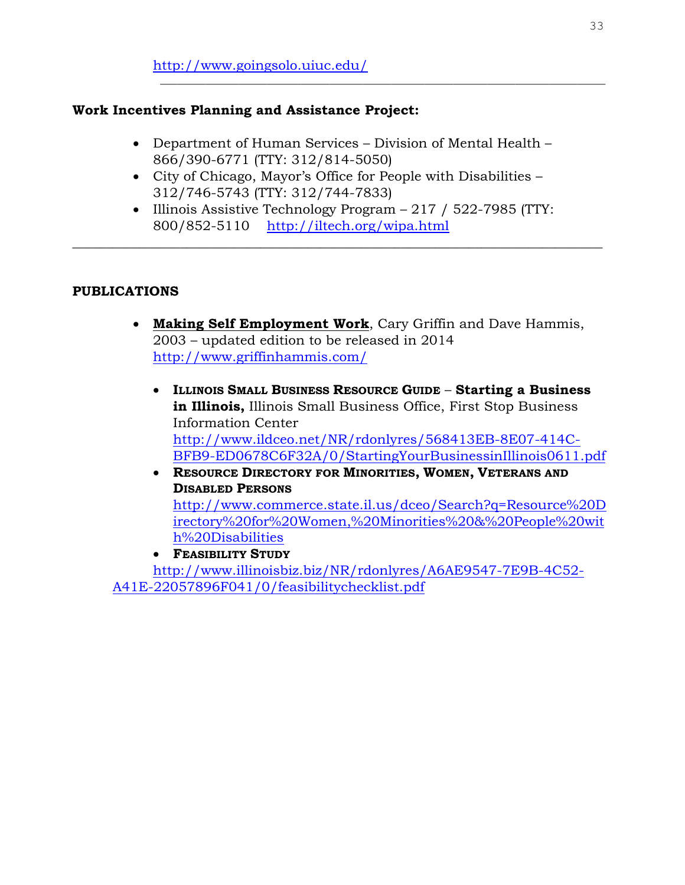http://www.goingsolo.uiuc.edu/

---

**Work Incentives Planning and Assistance Project:**

- Department of Human Services – Division of Mental Health – 866/390-6771 (TTY: 312/814-5050)
- City of Chicago, Mayor's Office for People with Disabilities – 312/746-5743 (TTY: 312/744-7833)
- Illinois Assistive Technology Program – 217 / 522-7985 (TTY: 800/852-5110 http://iltech.org/wipa.html

---

**PUBLICATIONS**

- **Making Self Employment Work**, Cary Griffin and Dave Hammis, 2003 – updated edition to be released in 2014 http://www.griffinhammis.com/

    - **ILLINOIS SMALL BUSINESS RESOURCE GUIDE** – **Starting a Business in Illinois,** Illinois Small Business Office, First Stop Business Information Center http://www.ildceo.net/NR/rdonlyres/568413EB-8E07-414C-BFB9-ED0678C6F32A/0/StartingYourBusinessinIllinois0611.pdf
    - **RESOURCE DIRECTORY FOR MINORITIES, WOMEN, VETERANS AND DISABLED PERSONS** http://www.commerce.state.il.us/dceo/Search?q=Resource%20Directory%20for%20Women,%20Minorities%20&%20People%20with%20Disabilities
    - **FEASIBILITY STUDY**

http://www.illinoisbiz.biz/NR/rdonlyres/A6AE9547-7E9B-4C52-A41E-22057896F041/0/feasibilitychecklist.pdf